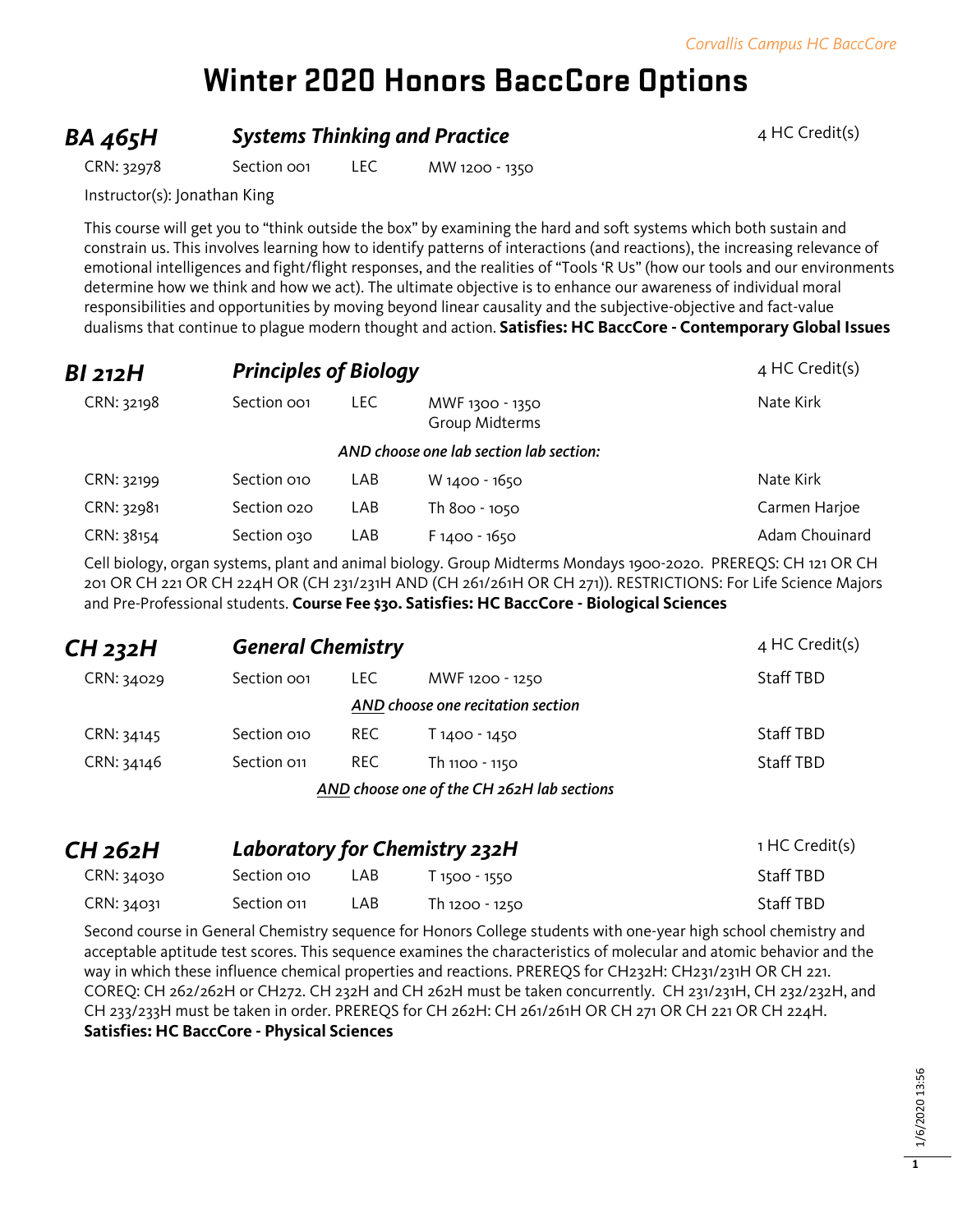# Winter 2020 Honors BaccCore Options

## *BA 465H* — *Systems Thinking and Practice*

4 HC Credit(s)

| CRN | Section | Type | Time |
|---|---|---|---|
| CRN: 32978 | Section 001 | LEC | MW 1200 - 1350 |

Instructor(s): Jonathan King

This course will get you to "think outside the box" by examining the hard and soft systems which both sustain and constrain us. This involves learning how to identify patterns of interactions (and reactions), the increasing relevance of emotional intelligences and fight/flight responses, and the realities of "Tools 'R Us" (how our tools and our environments determine how we think and how we act). The ultimate objective is to enhance our awareness of individual moral responsibilities and opportunities by moving beyond linear causality and the subjective-objective and fact-value dualisms that continue to plague modern thought and action. **Satisfies: HC BaccCore - Contemporary Global Issues**

## *BI 212H* — *Principles of Biology*

4 HC Credit(s)

| CRN | Section | Type | Time | Instructor |
|---|---|---|---|---|
| CRN: 32198 | Section 001 | LEC | MWF 1300 - 1350<br>Group Midterms | Nate Kirk |
| | | | *AND choose one lab section lab section:* | |
| CRN: 32199 | Section 010 | LAB | W 1400 - 1650 | Nate Kirk |
| CRN: 32981 | Section 020 | LAB | Th 800 - 1050 | Carmen Harjoe |
| CRN: 38154 | Section 030 | LAB | F 1400 - 1650 | Adam Chouinard |

Cell biology, organ systems, plant and animal biology. Group Midterms Mondays 1900-2020. PREREQS: CH 121 OR CH 201 OR CH 221 OR CH 224H OR (CH 231/231H AND (CH 261/261H OR CH 271)). RESTRICTIONS: For Life Science Majors and Pre-Professional students. **Course Fee $30. Satisfies: HC BaccCore - Biological Sciences**

## *CH 232H* — *General Chemistry*

4 HC Credit(s)

| CRN | Section | Type | Time | Instructor |
|---|---|---|---|---|
| CRN: 34029 | Section 001 | LEC | MWF 1200 - 1250 | Staff TBD |
| | | | ***AND** choose one recitation section* | |
| CRN: 34145 | Section 010 | REC | T 1400 - 1450 | Staff TBD |
| CRN: 34146 | Section 011 | REC | Th 1100 - 1150 | Staff TBD |
| | | | ***AND** choose one of the CH 262H lab sections* | |

## *CH 262H* — *Laboratory for Chemistry 232H*

1 HC Credit(s)

| CRN | Section | Type | Time | Instructor |
|---|---|---|---|---|
| CRN: 34030 | Section 010 | LAB | T 1500 - 1550 | Staff TBD |
| CRN: 34031 | Section 011 | LAB | Th 1200 - 1250 | Staff TBD |

Second course in General Chemistry sequence for Honors College students with one-year high school chemistry and acceptable aptitude test scores. This sequence examines the characteristics of molecular and atomic behavior and the way in which these influence chemical properties and reactions. PREREQS for CH232H: CH231/231H OR CH 221. COREQ: CH 262/262H or CH272. CH 232H and CH 262H must be taken concurrently. CH 231/231H, CH 232/232H, and CH 233/233H must be taken in order. PREREQS for CH 262H: CH 261/261H OR CH 271 OR CH 221 OR CH 224H.
**Satisfies: HC BaccCore - Physical Sciences**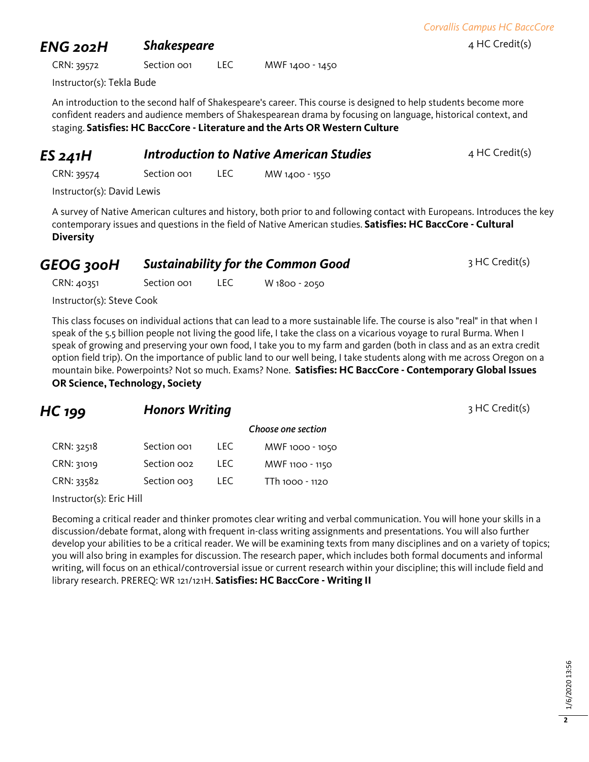## ENG 202H — *Shakespeare*

4 HC Credit(s)

| CRN | Section | Type | Time |
|---|---|---|---|
| CRN: 39572 | Section 001 | LEC | MWF 1400 - 1450 |

Instructor(s): Tekla Bude

An introduction to the second half of Shakespeare's career. This course is designed to help students become more confident readers and audience members of Shakespearean drama by focusing on language, historical context, and staging. **Satisfies: HC BaccCore - Literature and the Arts OR Western Culture**

## ES 241H — *Introduction to Native American Studies*

4 HC Credit(s)

| CRN | Section | Type | Time |
|---|---|---|---|
| CRN: 39574 | Section 001 | LEC | MW 1400 - 1550 |

Instructor(s): David Lewis

A survey of Native American cultures and history, both prior to and following contact with Europeans. Introduces the key contemporary issues and questions in the field of Native American studies. **Satisfies: HC BaccCore - Cultural Diversity**

## GEOG 300H — *Sustainability for the Common Good*

3 HC Credit(s)

| CRN | Section | Type | Time |
|---|---|---|---|
| CRN: 40351 | Section 001 | LEC | W 1800 - 2050 |

Instructor(s): Steve Cook

This class focuses on individual actions that can lead to a more sustainable life. The course is also "real" in that when I speak of the 5.5 billion people not living the good life, I take the class on a vicarious voyage to rural Burma. When I speak of growing and preserving your own food, I take you to my farm and garden (both in class and as an extra credit option field trip). On the importance of public land to our well being, I take students along with me across Oregon on a mountain bike. Powerpoints? Not so much. Exams? None. **Satisfies: HC BaccCore - Contemporary Global Issues OR Science, Technology, Society**

## HC 199 — *Honors Writing*

3 HC Credit(s)

*Choose one section*

| CRN | Section | Type | Time |
|---|---|---|---|
| CRN: 32518 | Section 001 | LEC | MWF 1000 - 1050 |
| CRN: 31019 | Section 002 | LEC | MWF 1100 - 1150 |
| CRN: 33582 | Section 003 | LEC | TTh 1000 - 1120 |

Instructor(s): Eric Hill

Becoming a critical reader and thinker promotes clear writing and verbal communication. You will hone your skills in a discussion/debate format, along with frequent in-class writing assignments and presentations. You will also further develop your abilities to be a critical reader. We will be examining texts from many disciplines and on a variety of topics; you will also bring in examples for discussion. The research paper, which includes both formal documents and informal writing, will focus on an ethical/controversial issue or current research within your discipline; this will include field and library research. PREREQ: WR 121/121H. **Satisfies: HC BaccCore - Writing II**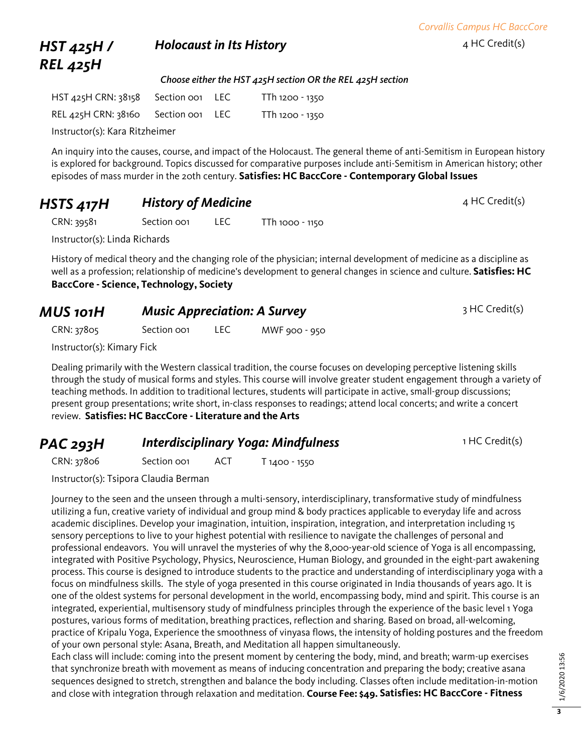## HST 425H / REL 425H — *Holocaust in Its History*

4 HC Credit(s)

***Choose either the HST 425H section OR the REL 425H section***

| | | | |
|---|---|---|---|
| HST 425H CRN: 38158 | Section 001 | LEC | TTh 1200 - 1350 |
| REL 425H CRN: 38160 | Section 001 | LEC | TTh 1200 - 1350 |

Instructor(s): Kara Ritzheimer

An inquiry into the causes, course, and impact of the Holocaust. The general theme of anti-Semitism in European history is explored for background. Topics discussed for comparative purposes include anti-Semitism in American history; other episodes of mass murder in the 20th century. **Satisfies: HC BaccCore - Contemporary Global Issues**

## HSTS 417H — *History of Medicine*

4 HC Credit(s)

CRN: 39581 | Section 001 | LEC | TTh 1000 - 1150

Instructor(s): Linda Richards

History of medical theory and the changing role of the physician; internal development of medicine as a discipline as well as a profession; relationship of medicine's development to general changes in science and culture. **Satisfies: HC BaccCore - Science, Technology, Society**

## MUS 101H — *Music Appreciation: A Survey*

3 HC Credit(s)

CRN: 37805 | Section 001 | LEC | MWF 900 - 950

Instructor(s): Kimary Fick

Dealing primarily with the Western classical tradition, the course focuses on developing perceptive listening skills through the study of musical forms and styles. This course will involve greater student engagement through a variety of teaching methods. In addition to traditional lectures, students will participate in active, small-group discussions; present group presentations; write short, in-class responses to readings; attend local concerts; and write a concert review. **Satisfies: HC BaccCore - Literature and the Arts**

## PAC 293H — *Interdisciplinary Yoga: Mindfulness*

1 HC Credit(s)

CRN: 37806 | Section 001 | ACT | T 1400 - 1550

Instructor(s): Tsipora Claudia Berman

Journey to the seen and the unseen through a multi-sensory, interdisciplinary, transformative study of mindfulness utilizing a fun, creative variety of individual and group mind & body practices applicable to everyday life and across academic disciplines. Develop your imagination, intuition, inspiration, integration, and interpretation including 15 sensory perceptions to live to your highest potential with resilience to navigate the challenges of personal and professional endeavors. You will unravel the mysteries of why the 8,000-year-old science of Yoga is all encompassing, integrated with Positive Psychology, Physics, Neuroscience, Human Biology, and grounded in the eight-part awakening process. This course is designed to introduce students to the practice and understanding of interdisciplinary yoga with a focus on mindfulness skills. The style of yoga presented in this course originated in India thousands of years ago. It is one of the oldest systems for personal development in the world, encompassing body, mind and spirit. This course is an integrated, experiential, multisensory study of mindfulness principles through the experience of the basic level 1 Yoga postures, various forms of meditation, breathing practices, reflection and sharing. Based on broad, all-welcoming, practice of Kripalu Yoga, Experience the smoothness of vinyasa flows, the intensity of holding postures and the freedom of your own personal style: Asana, Breath, and Meditation all happen simultaneously.

Each class will include: coming into the present moment by centering the body, mind, and breath; warm-up exercises that synchronize breath with movement as means of inducing concentration and preparing the body; creative asana sequences designed to stretch, strengthen and balance the body including. Classes often include meditation-in-motion and close with integration through relaxation and meditation. **Course Fee: $49. Satisfies: HC BaccCore - Fitness**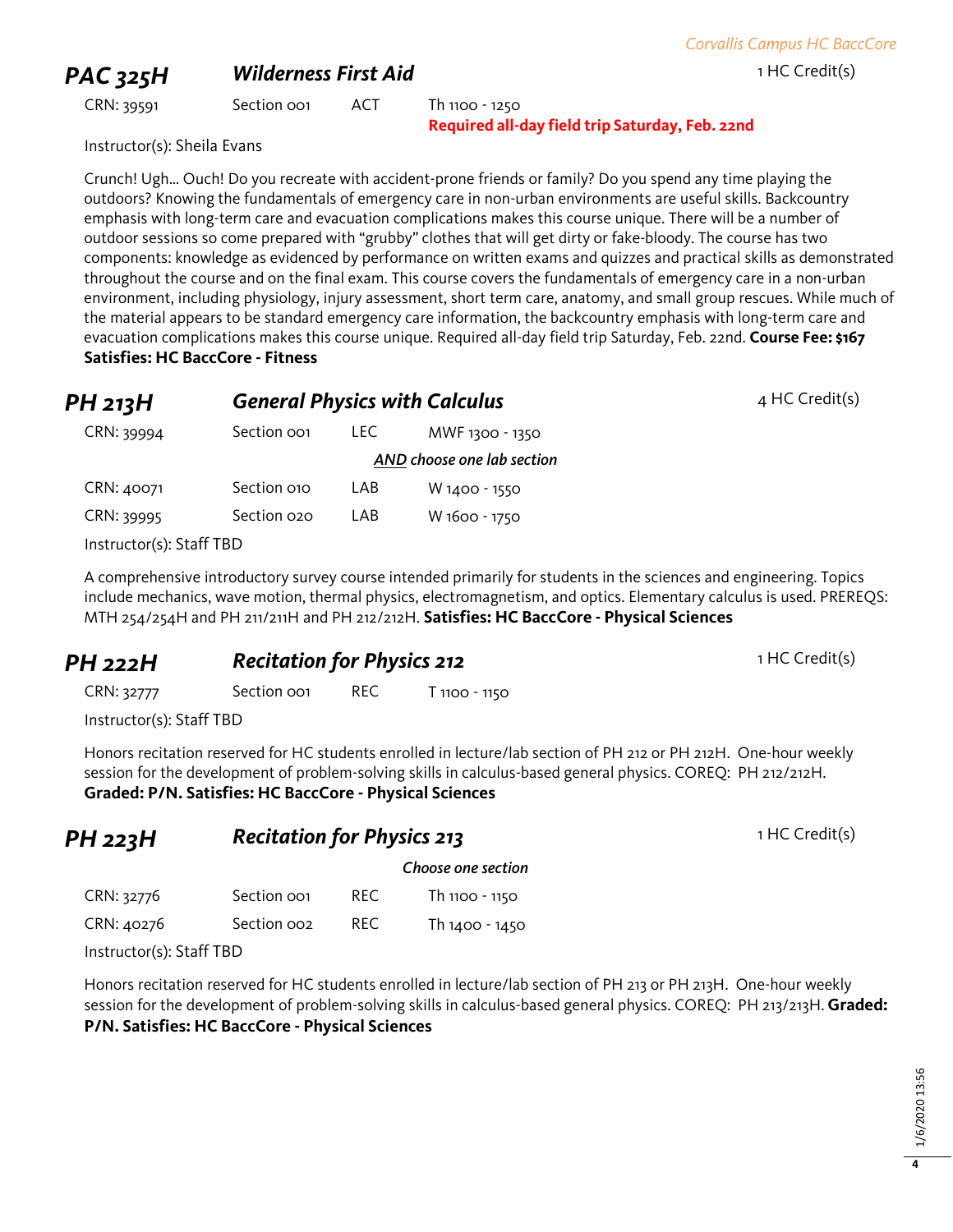## PAC 325H — *Wilderness First Aid* — 1 HC Credit(s)

| CRN | Section | Type | Time |
|---|---|---|---|
| CRN: 39591 | Section 001 | ACT | Th 1100 - 1250 **Required all-day field trip Saturday, Feb. 22nd** |

Instructor(s): Sheila Evans

Crunch! Ugh... Ouch! Do you recreate with accident-prone friends or family? Do you spend any time playing the outdoors? Knowing the fundamentals of emergency care in non-urban environments are useful skills. Backcountry emphasis with long-term care and evacuation complications makes this course unique. There will be a number of outdoor sessions so come prepared with "grubby" clothes that will get dirty or fake-bloody. The course has two components: knowledge as evidenced by performance on written exams and quizzes and practical skills as demonstrated throughout the course and on the final exam. This course covers the fundamentals of emergency care in a non-urban environment, including physiology, injury assessment, short term care, anatomy, and small group rescues. While much of the material appears to be standard emergency care information, the backcountry emphasis with long-term care and evacuation complications makes this course unique. Required all-day field trip Saturday, Feb. 22nd. **Course Fee: $167**
**Satisfies: HC BaccCore - Fitness**

## PH 213H — *General Physics with Calculus* — 4 HC Credit(s)

| CRN | Section | Type | Time |
|---|---|---|---|
| CRN: 39994 | Section 001 | LEC | MWF 1300 - 1350 |
| | | | ***AND* choose one lab section** |
| CRN: 40071 | Section 010 | LAB | W 1400 - 1550 |
| CRN: 39995 | Section 020 | LAB | W 1600 - 1750 |

Instructor(s): Staff TBD

A comprehensive introductory survey course intended primarily for students in the sciences and engineering. Topics include mechanics, wave motion, thermal physics, electromagnetism, and optics. Elementary calculus is used. PREREQS: MTH 254/254H and PH 211/211H and PH 212/212H. **Satisfies: HC BaccCore - Physical Sciences**

## PH 222H — *Recitation for Physics 212* — 1 HC Credit(s)

| CRN | Section | Type | Time |
|---|---|---|---|
| CRN: 32777 | Section 001 | REC | T 1100 - 1150 |

Instructor(s): Staff TBD

Honors recitation reserved for HC students enrolled in lecture/lab section of PH 212 or PH 212H. One-hour weekly session for the development of problem-solving skills in calculus-based general physics. COREQ: PH 212/212H.
**Graded: P/N. Satisfies: HC BaccCore - Physical Sciences**

## PH 223H — *Recitation for Physics 213* — 1 HC Credit(s)

*Choose one section*

| CRN | Section | Type | Time |
|---|---|---|---|
| CRN: 32776 | Section 001 | REC | Th 1100 - 1150 |
| CRN: 40276 | Section 002 | REC | Th 1400 - 1450 |

Instructor(s): Staff TBD

Honors recitation reserved for HC students enrolled in lecture/lab section of PH 213 or PH 213H. One-hour weekly session for the development of problem-solving skills in calculus-based general physics. COREQ: PH 213/213H. **Graded: P/N. Satisfies: HC BaccCore - Physical Sciences**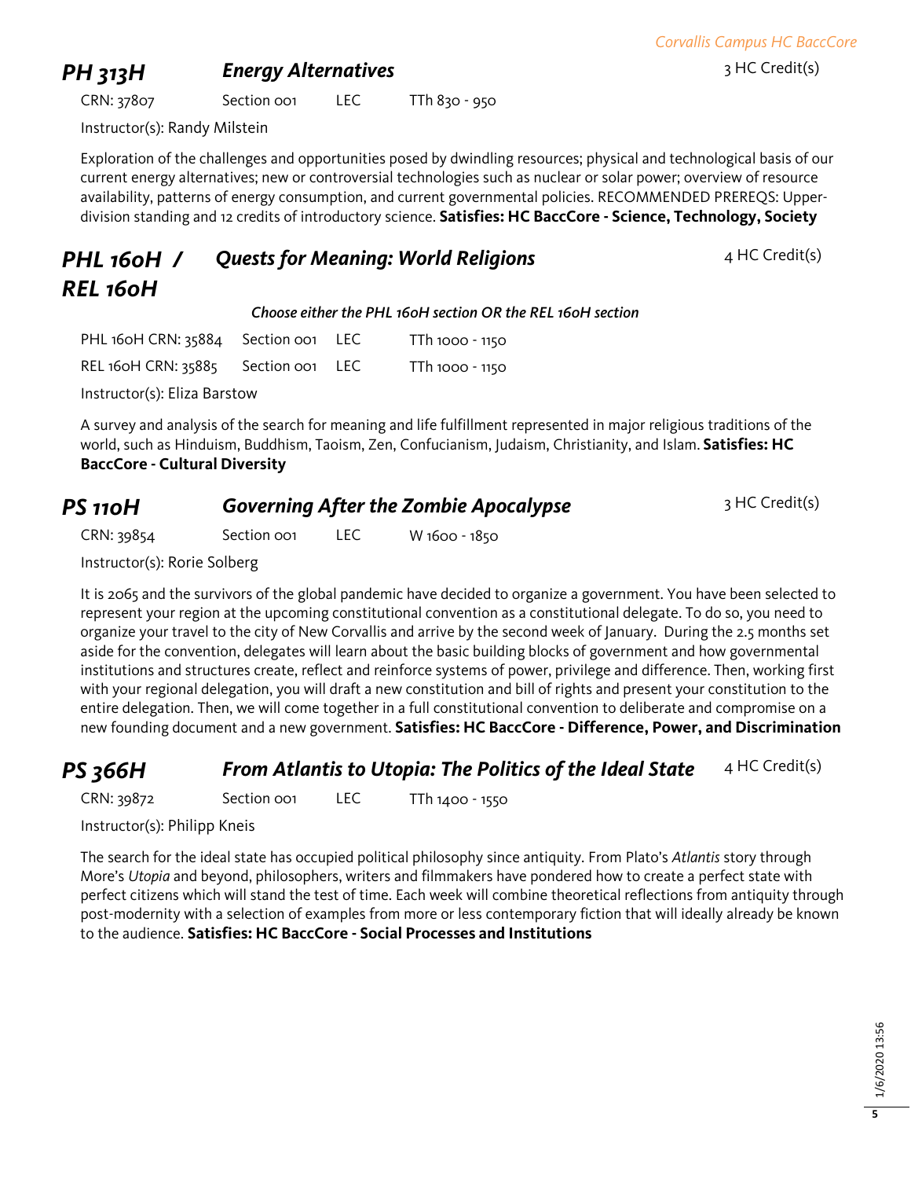## PH 313H — *Energy Alternatives*

3 HC Credit(s)

CRN: 37807 Section 001 LEC TTh 830 - 950

Instructor(s): Randy Milstein

Exploration of the challenges and opportunities posed by dwindling resources; physical and technological basis of our current energy alternatives; new or controversial technologies such as nuclear or solar power; overview of resource availability, patterns of energy consumption, and current governmental policies. RECOMMENDED PREREQS: Upper-division standing and 12 credits of introductory science. **Satisfies: HC BaccCore - Science, Technology, Society**

## PHL 160H / REL 160H — *Quests for Meaning: World Religions*

4 HC Credit(s)

***Choose either the PHL 160H section OR the REL 160H section***

PHL 160H CRN: 35884 Section 001 LEC TTh 1000 - 1150

REL 160H CRN: 35885 Section 001 LEC TTh 1000 - 1150

Instructor(s): Eliza Barstow

A survey and analysis of the search for meaning and life fulfillment represented in major religious traditions of the world, such as Hinduism, Buddhism, Taoism, Zen, Confucianism, Judaism, Christianity, and Islam. **Satisfies: HC BaccCore - Cultural Diversity**

## PS 110H — *Governing After the Zombie Apocalypse*

3 HC Credit(s)

CRN: 39854 Section 001 LEC W 1600 - 1850

Instructor(s): Rorie Solberg

It is 2065 and the survivors of the global pandemic have decided to organize a government. You have been selected to represent your region at the upcoming constitutional convention as a constitutional delegate. To do so, you need to organize your travel to the city of New Corvallis and arrive by the second week of January. During the 2.5 months set aside for the convention, delegates will learn about the basic building blocks of government and how governmental institutions and structures create, reflect and reinforce systems of power, privilege and difference. Then, working first with your regional delegation, you will draft a new constitution and bill of rights and present your constitution to the entire delegation. Then, we will come together in a full constitutional convention to deliberate and compromise on a new founding document and a new government. **Satisfies: HC BaccCore - Difference, Power, and Discrimination**

## PS 366H — *From Atlantis to Utopia: The Politics of the Ideal State*

4 HC Credit(s)

CRN: 39872 Section 001 LEC TTh 1400 - 1550

Instructor(s): Philipp Kneis

The search for the ideal state has occupied political philosophy since antiquity. From Plato's *Atlantis* story through More's *Utopia* and beyond, philosophers, writers and filmmakers have pondered how to create a perfect state with perfect citizens which will stand the test of time. Each week will combine theoretical reflections from antiquity through post-modernity with a selection of examples from more or less contemporary fiction that will ideally already be known to the audience. **Satisfies: HC BaccCore - Social Processes and Institutions**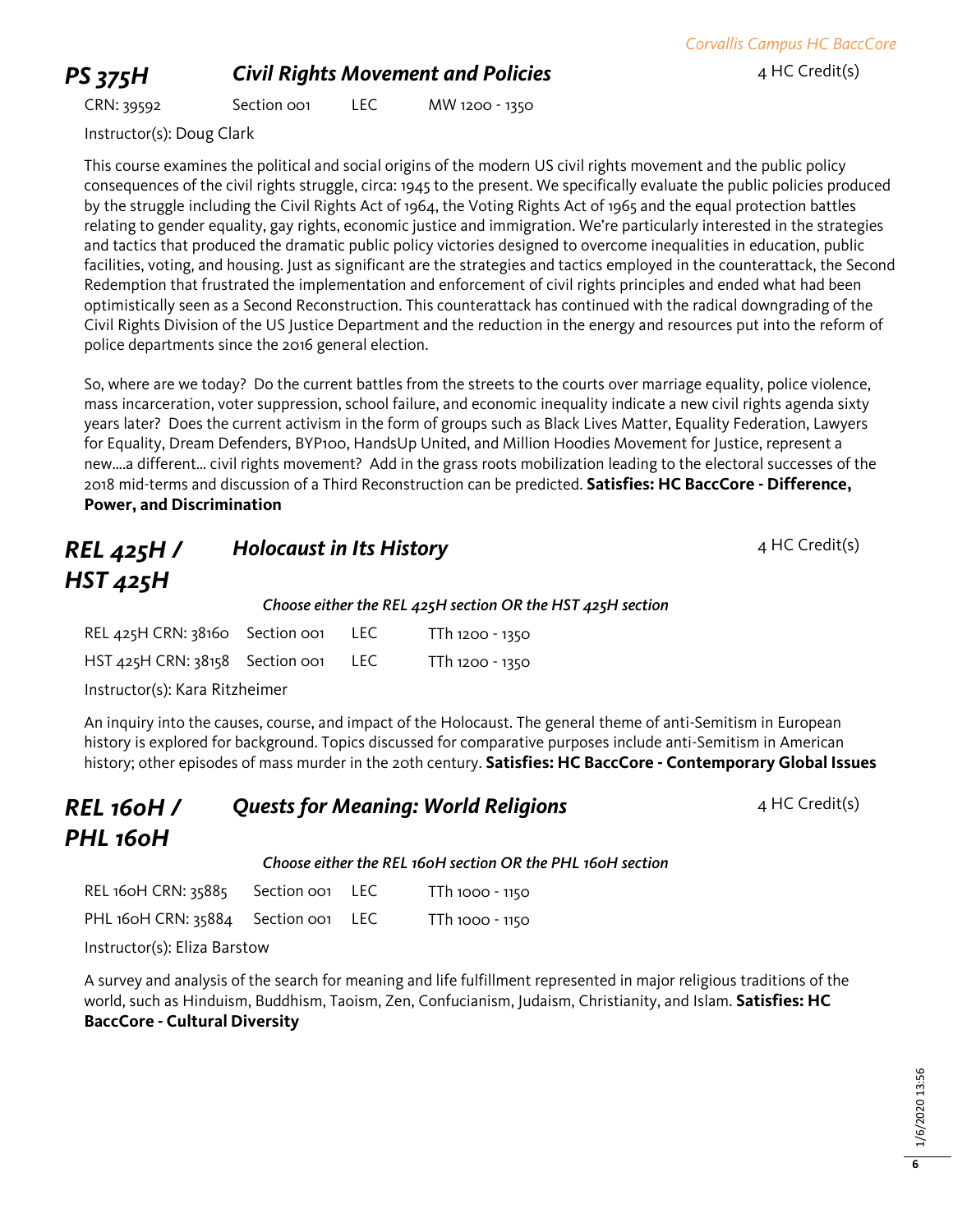## PS 375H — *Civil Rights Movement and Policies* — 4 HC Credit(s)

CRN: 39592 | Section 001 | LEC | MW 1200 - 1350

Instructor(s): Doug Clark

This course examines the political and social origins of the modern US civil rights movement and the public policy consequences of the civil rights struggle, circa: 1945 to the present. We specifically evaluate the public policies produced by the struggle including the Civil Rights Act of 1964, the Voting Rights Act of 1965 and the equal protection battles relating to gender equality, gay rights, economic justice and immigration. We're particularly interested in the strategies and tactics that produced the dramatic public policy victories designed to overcome inequalities in education, public facilities, voting, and housing. Just as significant are the strategies and tactics employed in the counterattack, the Second Redemption that frustrated the implementation and enforcement of civil rights principles and ended what had been optimistically seen as a Second Reconstruction. This counterattack has continued with the radical downgrading of the Civil Rights Division of the US Justice Department and the reduction in the energy and resources put into the reform of police departments since the 2016 general election.

So, where are we today? Do the current battles from the streets to the courts over marriage equality, police violence, mass incarceration, voter suppression, school failure, and economic inequality indicate a new civil rights agenda sixty years later? Does the current activism in the form of groups such as Black Lives Matter, Equality Federation, Lawyers for Equality, Dream Defenders, BYP100, HandsUp United, and Million Hoodies Movement for Justice, represent a new....a different... civil rights movement? Add in the grass roots mobilization leading to the electoral successes of the 2018 mid-terms and discussion of a Third Reconstruction can be predicted. **Satisfies: HC BaccCore - Difference, Power, and Discrimination**

## REL 425H / HST 425H — *Holocaust in Its History* — 4 HC Credit(s)

*Choose either the REL 425H section OR the HST 425H section*

REL 425H CRN: 38160 | Section 001 | LEC | TTh 1200 - 1350

HST 425H CRN: 38158 | Section 001 | LEC | TTh 1200 - 1350

Instructor(s): Kara Ritzheimer

An inquiry into the causes, course, and impact of the Holocaust. The general theme of anti-Semitism in European history is explored for background. Topics discussed for comparative purposes include anti-Semitism in American history; other episodes of mass murder in the 20th century. **Satisfies: HC BaccCore - Contemporary Global Issues**

## REL 160H / PHL 160H — *Quests for Meaning: World Religions* — 4 HC Credit(s)

*Choose either the REL 160H section OR the PHL 160H section*

REL 160H CRN: 35885 | Section 001 | LEC | TTh 1000 - 1150

PHL 160H CRN: 35884 | Section 001 | LEC | TTh 1000 - 1150

Instructor(s): Eliza Barstow

A survey and analysis of the search for meaning and life fulfillment represented in major religious traditions of the world, such as Hinduism, Buddhism, Taoism, Zen, Confucianism, Judaism, Christianity, and Islam. **Satisfies: HC BaccCore - Cultural Diversity**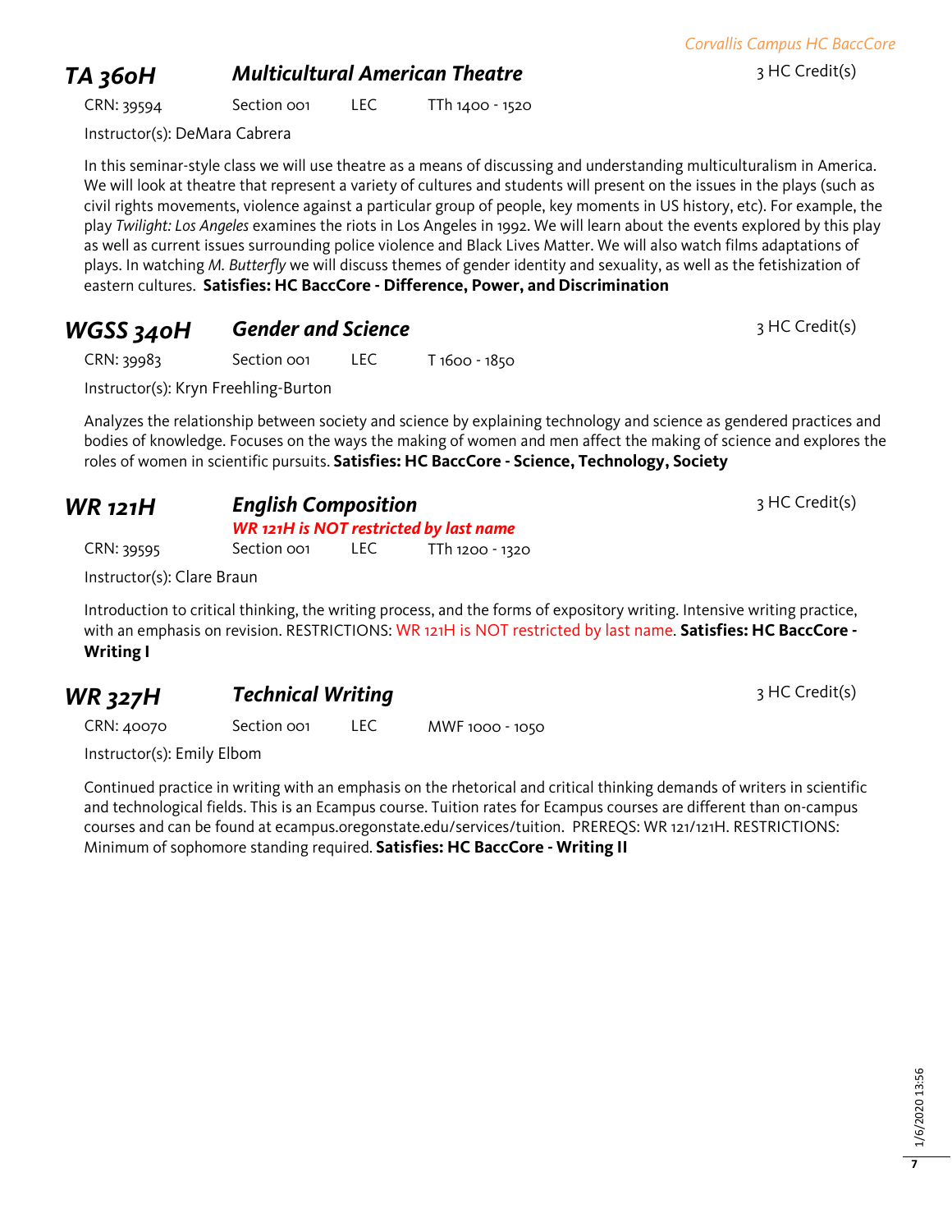## TA 360H — *Multicultural American Theatre* — 3 HC Credit(s)

CRN: 39594 Section 001 LEC TTh 1400 - 1520

Instructor(s): DeMara Cabrera

In this seminar-style class we will use theatre as a means of discussing and understanding multiculturalism in America. We will look at theatre that represent a variety of cultures and students will present on the issues in the plays (such as civil rights movements, violence against a particular group of people, key moments in US history, etc). For example, the play *Twilight: Los Angeles* examines the riots in Los Angeles in 1992. We will learn about the events explored by this play as well as current issues surrounding police violence and Black Lives Matter. We will also watch films adaptations of plays. In watching *M. Butterfly* we will discuss themes of gender identity and sexuality, as well as the fetishization of eastern cultures. **Satisfies: HC BaccCore - Difference, Power, and Discrimination**

## WGSS 340H — *Gender and Science* — 3 HC Credit(s)

CRN: 39983 Section 001 LEC T 1600 - 1850

Instructor(s): Kryn Freehling-Burton

Analyzes the relationship between society and science by explaining technology and science as gendered practices and bodies of knowledge. Focuses on the ways the making of women and men affect the making of science and explores the roles of women in scientific pursuits. **Satisfies: HC BaccCore - Science, Technology, Society**

## WR 121H — *English Composition* — 3 HC Credit(s)

***WR 121H is NOT restricted by last name***

CRN: 39595 Section 001 LEC TTh 1200 - 1320

Instructor(s): Clare Braun

Introduction to critical thinking, the writing process, and the forms of expository writing. Intensive writing practice, with an emphasis on revision. RESTRICTIONS: WR 121H is NOT restricted by last name. **Satisfies: HC BaccCore - Writing I**

## WR 327H — *Technical Writing* — 3 HC Credit(s)

CRN: 40070 Section 001 LEC MWF 1000 - 1050

Instructor(s): Emily Elbom

Continued practice in writing with an emphasis on the rhetorical and critical thinking demands of writers in scientific and technological fields. This is an Ecampus course. Tuition rates for Ecampus courses are different than on-campus courses and can be found at ecampus.oregonstate.edu/services/tuition. PREREQS: WR 121/121H. RESTRICTIONS: Minimum of sophomore standing required. **Satisfies: HC BaccCore - Writing II**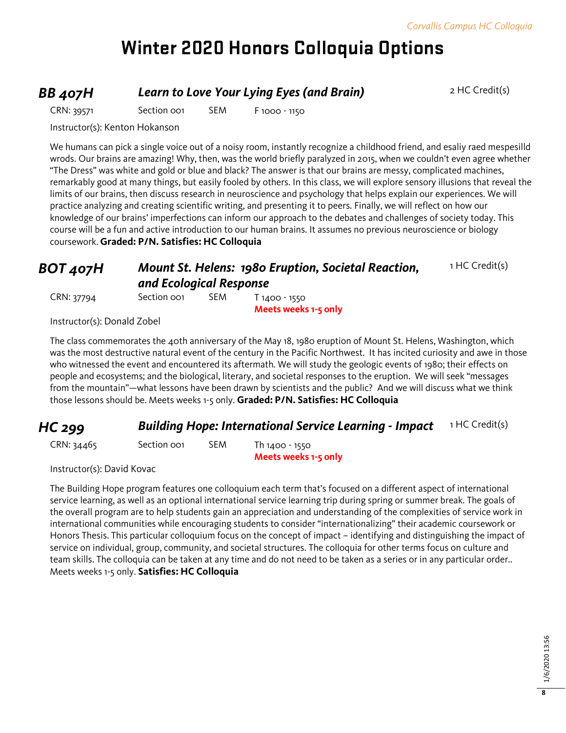# Winter 2020 Honors Colloquia Options

## *BB 407H* — *Learn to Love Your Lying Eyes (and Brain)*

2 HC Credit(s)

CRN: 39571 | Section 001 | SEM | F 1000 - 1150

Instructor(s): Kenton Hokanson

We humans can pick a single voice out of a noisy room, instantly recognize a childhood friend, and esaliy raed mespesilld wrods. Our brains are amazing! Why, then, was the world briefly paralyzed in 2015, when we couldn't even agree whether "The Dress" was white and gold or blue and black? The answer is that our brains are messy, complicated machines, remarkably good at many things, but easily fooled by others. In this class, we will explore sensory illusions that reveal the limits of our brains, then discuss research in neuroscience and psychology that helps explain our experiences. We will practice analyzing and creating scientific writing, and presenting it to peers. Finally, we will reflect on how our knowledge of our brains' imperfections can inform our approach to the debates and challenges of society today. This course will be a fun and active introduction to our human brains. It assumes no previous neuroscience or biology coursework. **Graded: P/N. Satisfies: HC Colloquia**

## *BOT 407H* — *Mount St. Helens: 1980 Eruption, Societal Reaction, and Ecological Response*

1 HC Credit(s)

CRN: 37794 | Section 001 | SEM | T 1400 - 1550
**Meets weeks 1-5 only**

Instructor(s): Donald Zobel

The class commemorates the 40th anniversary of the May 18, 1980 eruption of Mount St. Helens, Washington, which was the most destructive natural event of the century in the Pacific Northwest. It has incited curiosity and awe in those who witnessed the event and encountered its aftermath. We will study the geologic events of 1980; their effects on people and ecosystems; and the biological, literary, and societal responses to the eruption. We will seek "messages from the mountain"—what lessons have been drawn by scientists and the public? And we will discuss what we think those lessons should be. Meets weeks 1-5 only. **Graded: P/N. Satisfies: HC Colloquia**

## *HC 299* — *Building Hope: International Service Learning - Impact*

1 HC Credit(s)

CRN: 34465 | Section 001 | SEM | Th 1400 - 1550
**Meets weeks 1-5 only**

Instructor(s): David Kovac

The Building Hope program features one colloquium each term that's focused on a different aspect of international service learning, as well as an optional international service learning trip during spring or summer break. The goals of the overall program are to help students gain an appreciation and understanding of the complexities of service work in international communities while encouraging students to consider "internationalizing" their academic coursework or Honors Thesis. This particular colloquium focus on the concept of impact – identifying and distinguishing the impact of service on individual, group, community, and societal structures. The colloquia for other terms focus on culture and team skills. The colloquia can be taken at any time and do not need to be taken as a series or in any particular order.. Meets weeks 1-5 only. **Satisfies: HC Colloquia**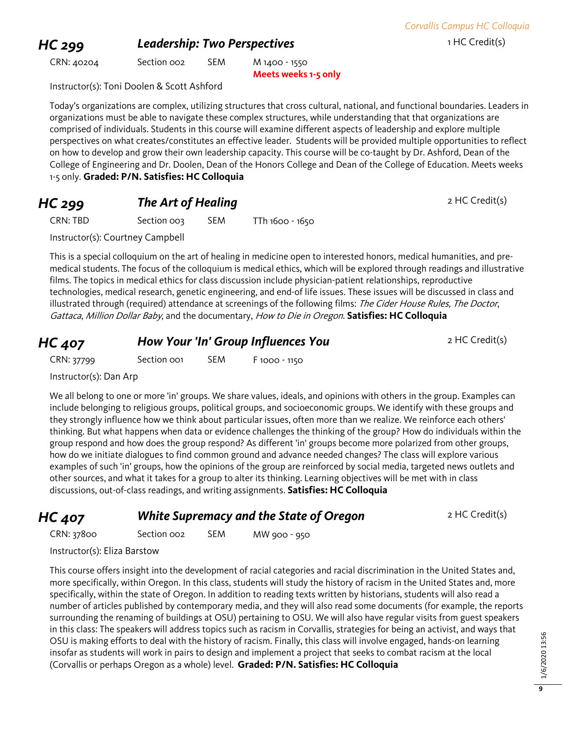## HC 299 *Leadership: Two Perspectives*

1 HC Credit(s)

CRN: 40204 | Section 002 | SEM | M 1400 - 1550 **Meets weeks 1-5 only**

Instructor(s): Toni Doolen & Scott Ashford

Today's organizations are complex, utilizing structures that cross cultural, national, and functional boundaries. Leaders in organizations must be able to navigate these complex structures, while understanding that that organizations are comprised of individuals. Students in this course will examine different aspects of leadership and explore multiple perspectives on what creates/constitutes an effective leader. Students will be provided multiple opportunities to reflect on how to develop and grow their own leadership capacity. This course will be co-taught by Dr. Ashford, Dean of the College of Engineering and Dr. Doolen, Dean of the Honors College and Dean of the College of Education. Meets weeks 1-5 only. **Graded: P/N. Satisfies: HC Colloquia**

## HC 299 *The Art of Healing*

2 HC Credit(s)

CRN: TBD | Section 003 | SEM | TTh 1600 - 1650

Instructor(s): Courtney Campbell

This is a special colloquium on the art of healing in medicine open to interested honors, medical humanities, and pre-medical students. The focus of the colloquium is medical ethics, which will be explored through readings and illustrative films. The topics in medical ethics for class discussion include physician-patient relationships, reproductive technologies, medical research, genetic engineering, and end-of life issues. These issues will be discussed in class and illustrated through (required) attendance at screenings of the following films: *The Cider House Rules, The Doctor*, *Gattaca*, *Million Dollar Baby*, and the documentary, *How to Die in Oregon*. **Satisfies: HC Colloquia**

## HC 407 *How Your 'In' Group Influences You*

2 HC Credit(s)

CRN: 37799 | Section 001 | SEM | F 1000 - 1150

Instructor(s): Dan Arp

We all belong to one or more 'in' groups. We share values, ideals, and opinions with others in the group. Examples can include belonging to religious groups, political groups, and socioeconomic groups. We identify with these groups and they strongly influence how we think about particular issues, often more than we realize. We reinforce each others' thinking. But what happens when data or evidence challenges the thinking of the group? How do individuals within the group respond and how does the group respond? As different 'in' groups become more polarized from other groups, how do we initiate dialogues to find common ground and advance needed changes? The class will explore various examples of such 'in' groups, how the opinions of the group are reinforced by social media, targeted news outlets and other sources, and what it takes for a group to alter its thinking. Learning objectives will be met with in class discussions, out-of-class readings, and writing assignments. **Satisfies: HC Colloquia**

## HC 407 *White Supremacy and the State of Oregon*

2 HC Credit(s)

CRN: 37800 | Section 002 | SEM | MW 900 - 950

Instructor(s): Eliza Barstow

This course offers insight into the development of racial categories and racial discrimination in the United States and, more specifically, within Oregon. In this class, students will study the history of racism in the United States and, more specifically, within the state of Oregon. In addition to reading texts written by historians, students will also read a number of articles published by contemporary media, and they will also read some documents (for example, the reports surrounding the renaming of buildings at OSU) pertaining to OSU. We will also have regular visits from guest speakers in this class: The speakers will address topics such as racism in Corvallis, strategies for being an activist, and ways that OSU is making efforts to deal with the history of racism. Finally, this class will involve engaged, hands-on learning insofar as students will work in pairs to design and implement a project that seeks to combat racism at the local (Corvallis or perhaps Oregon as a whole) level. **Graded: P/N. Satisfies: HC Colloquia**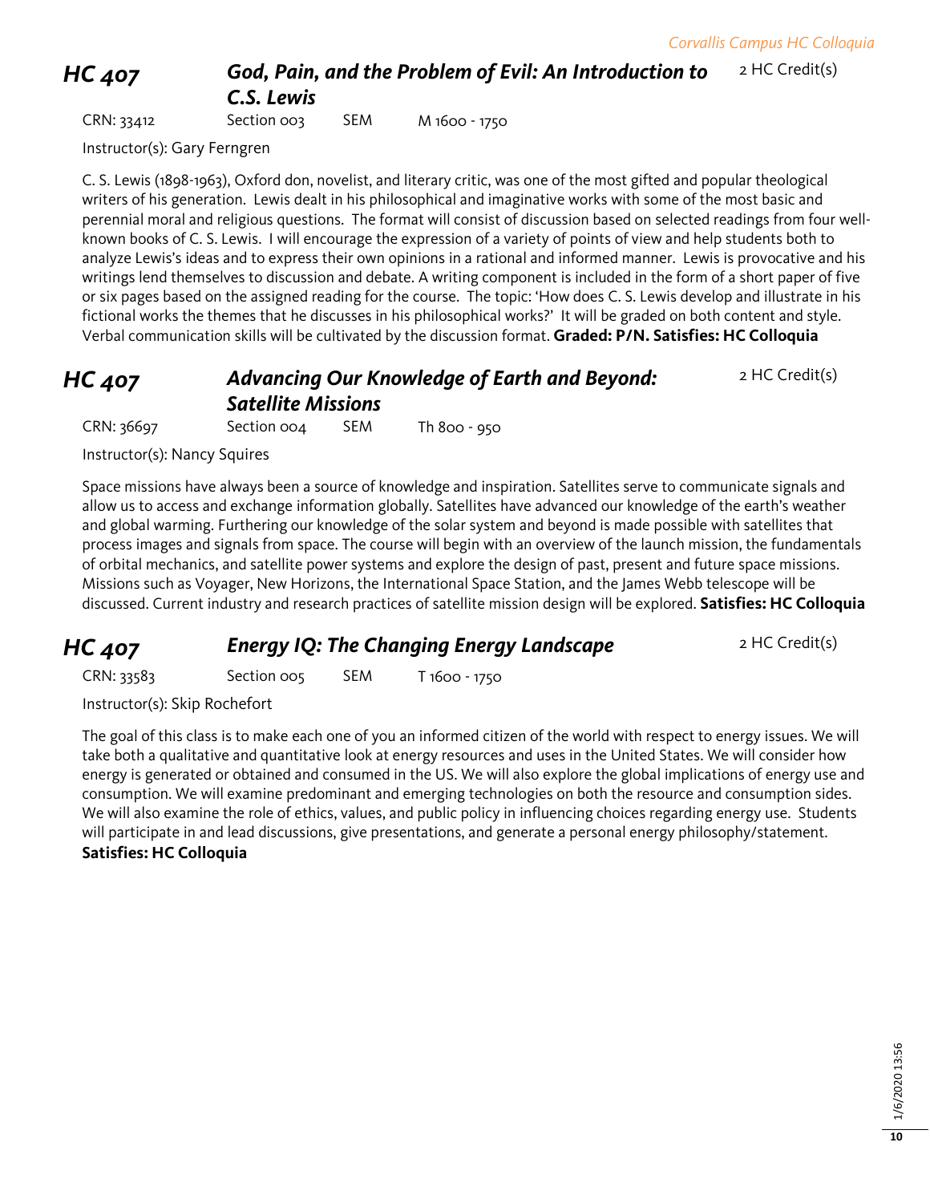## HC 407 — *God, Pain, and the Problem of Evil: An Introduction to C.S. Lewis*

2 HC Credit(s)

CRN: 33412 | Section 003 | SEM | M 1600 - 1750

Instructor(s): Gary Ferngren

C. S. Lewis (1898-1963), Oxford don, novelist, and literary critic, was one of the most gifted and popular theological writers of his generation. Lewis dealt in his philosophical and imaginative works with some of the most basic and perennial moral and religious questions. The format will consist of discussion based on selected readings from four well-known books of C. S. Lewis. I will encourage the expression of a variety of points of view and help students both to analyze Lewis's ideas and to express their own opinions in a rational and informed manner. Lewis is provocative and his writings lend themselves to discussion and debate. A writing component is included in the form of a short paper of five or six pages based on the assigned reading for the course. The topic: 'How does C. S. Lewis develop and illustrate in his fictional works the themes that he discusses in his philosophical works?' It will be graded on both content and style. Verbal communication skills will be cultivated by the discussion format. **Graded: P/N. Satisfies: HC Colloquia**

## HC 407 — *Advancing Our Knowledge of Earth and Beyond: Satellite Missions*

2 HC Credit(s)

CRN: 36697 | Section 004 | SEM | Th 800 - 950

Instructor(s): Nancy Squires

Space missions have always been a source of knowledge and inspiration. Satellites serve to communicate signals and allow us to access and exchange information globally. Satellites have advanced our knowledge of the earth's weather and global warming. Furthering our knowledge of the solar system and beyond is made possible with satellites that process images and signals from space. The course will begin with an overview of the launch mission, the fundamentals of orbital mechanics, and satellite power systems and explore the design of past, present and future space missions. Missions such as Voyager, New Horizons, the International Space Station, and the James Webb telescope will be discussed. Current industry and research practices of satellite mission design will be explored. **Satisfies: HC Colloquia**

## HC 407 — *Energy IQ: The Changing Energy Landscape*

2 HC Credit(s)

CRN: 33583 | Section 005 | SEM | T 1600 - 1750

Instructor(s): Skip Rochefort

The goal of this class is to make each one of you an informed citizen of the world with respect to energy issues. We will take both a qualitative and quantitative look at energy resources and uses in the United States. We will consider how energy is generated or obtained and consumed in the US. We will also explore the global implications of energy use and consumption. We will examine predominant and emerging technologies on both the resource and consumption sides. We will also examine the role of ethics, values, and public policy in influencing choices regarding energy use. Students will participate in and lead discussions, give presentations, and generate a personal energy philosophy/statement.
**Satisfies: HC Colloquia**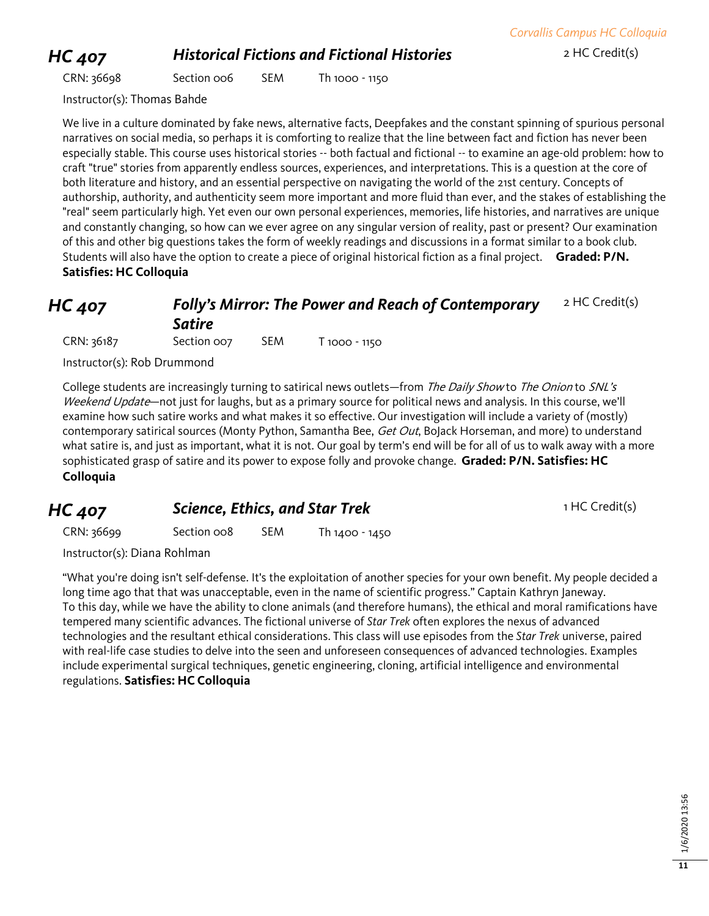## HC 407 *Historical Fictions and Fictional Histories* 2 HC Credit(s)

CRN: 36698 Section 006 SEM Th 1000 - 1150

Instructor(s): Thomas Bahde

We live in a culture dominated by fake news, alternative facts, Deepfakes and the constant spinning of spurious personal narratives on social media, so perhaps it is comforting to realize that the line between fact and fiction has never been especially stable. This course uses historical stories -- both factual and fictional -- to examine an age-old problem: how to craft "true" stories from apparently endless sources, experiences, and interpretations. This is a question at the core of both literature and history, and an essential perspective on navigating the world of the 21st century. Concepts of authorship, authority, and authenticity seem more important and more fluid than ever, and the stakes of establishing the "real" seem particularly high. Yet even our own personal experiences, memories, life histories, and narratives are unique and constantly changing, so how can we ever agree on any singular version of reality, past or present? Our examination of this and other big questions takes the form of weekly readings and discussions in a format similar to a book club. Students will also have the option to create a piece of original historical fiction as a final project. **Graded: P/N. Satisfies: HC Colloquia**

## HC 407 *Folly's Mirror: The Power and Reach of Contemporary Satire* 2 HC Credit(s)

CRN: 36187 Section 007 SEM T 1000 - 1150

Instructor(s): Rob Drummond

College students are increasingly turning to satirical news outlets—from *The Daily Show* to *The Onion* to *SNL's Weekend Update*—not just for laughs, but as a primary source for political news and analysis. In this course, we'll examine how such satire works and what makes it so effective. Our investigation will include a variety of (mostly) contemporary satirical sources (Monty Python, Samantha Bee, *Get Out*, BoJack Horseman, and more) to understand what satire is, and just as important, what it is not. Our goal by term's end will be for all of us to walk away with a more sophisticated grasp of satire and its power to expose folly and provoke change. **Graded: P/N. Satisfies: HC Colloquia**

## HC 407 *Science, Ethics, and Star Trek* 1 HC Credit(s)

CRN: 36699 Section 008 SEM Th 1400 - 1450

Instructor(s): Diana Rohlman

"What you're doing isn't self-defense. It's the exploitation of another species for your own benefit. My people decided a long time ago that that was unacceptable, even in the name of scientific progress." Captain Kathryn Janeway.
To this day, while we have the ability to clone animals (and therefore humans), the ethical and moral ramifications have tempered many scientific advances. The fictional universe of *Star Trek* often explores the nexus of advanced technologies and the resultant ethical considerations. This class will use episodes from the *Star Trek* universe, paired with real-life case studies to delve into the seen and unforeseen consequences of advanced technologies. Examples include experimental surgical techniques, genetic engineering, cloning, artificial intelligence and environmental regulations. **Satisfies: HC Colloquia**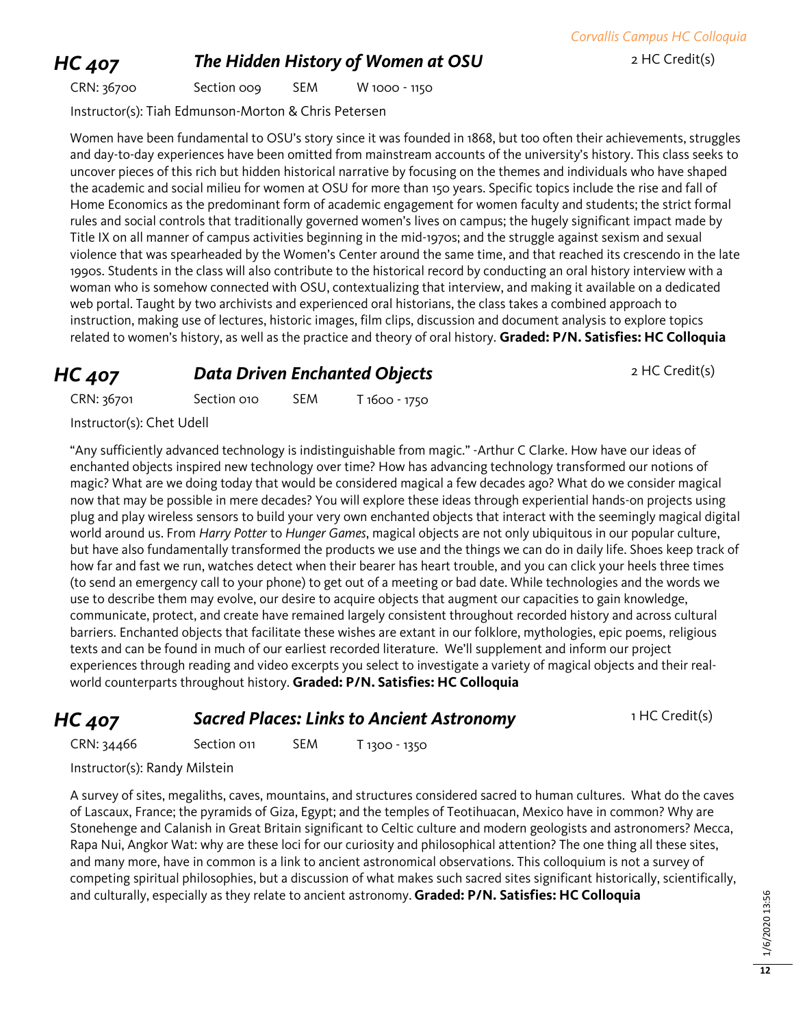## HC 407 *The Hidden History of Women at OSU*

2 HC Credit(s)

CRN: 36700 Section 009 SEM W 1000 - 1150

Instructor(s): Tiah Edmunson-Morton & Chris Petersen

Women have been fundamental to OSU's story since it was founded in 1868, but too often their achievements, struggles and day-to-day experiences have been omitted from mainstream accounts of the university's history. This class seeks to uncover pieces of this rich but hidden historical narrative by focusing on the themes and individuals who have shaped the academic and social milieu for women at OSU for more than 150 years. Specific topics include the rise and fall of Home Economics as the predominant form of academic engagement for women faculty and students; the strict formal rules and social controls that traditionally governed women's lives on campus; the hugely significant impact made by Title IX on all manner of campus activities beginning in the mid-1970s; and the struggle against sexism and sexual violence that was spearheaded by the Women's Center around the same time, and that reached its crescendo in the late 1990s. Students in the class will also contribute to the historical record by conducting an oral history interview with a woman who is somehow connected with OSU, contextualizing that interview, and making it available on a dedicated web portal. Taught by two archivists and experienced oral historians, the class takes a combined approach to instruction, making use of lectures, historic images, film clips, discussion and document analysis to explore topics related to women's history, as well as the practice and theory of oral history. **Graded: P/N. Satisfies: HC Colloquia**

## HC 407 *Data Driven Enchanted Objects*

2 HC Credit(s)

CRN: 36701 Section 010 SEM T 1600 - 1750

Instructor(s): Chet Udell

"Any sufficiently advanced technology is indistinguishable from magic." -Arthur C Clarke. How have our ideas of enchanted objects inspired new technology over time? How has advancing technology transformed our notions of magic? What are we doing today that would be considered magical a few decades ago? What do we consider magical now that may be possible in mere decades? You will explore these ideas through experiential hands-on projects using plug and play wireless sensors to build your very own enchanted objects that interact with the seemingly magical digital world around us. From *Harry Potter* to *Hunger Games*, magical objects are not only ubiquitous in our popular culture, but have also fundamentally transformed the products we use and the things we can do in daily life. Shoes keep track of how far and fast we run, watches detect when their bearer has heart trouble, and you can click your heels three times (to send an emergency call to your phone) to get out of a meeting or bad date. While technologies and the words we use to describe them may evolve, our desire to acquire objects that augment our capacities to gain knowledge, communicate, protect, and create have remained largely consistent throughout recorded history and across cultural barriers. Enchanted objects that facilitate these wishes are extant in our folklore, mythologies, epic poems, religious texts and can be found in much of our earliest recorded literature. We'll supplement and inform our project experiences through reading and video excerpts you select to investigate a variety of magical objects and their real-world counterparts throughout history. **Graded: P/N. Satisfies: HC Colloquia**

## HC 407 *Sacred Places: Links to Ancient Astronomy*

1 HC Credit(s)

CRN: 34466 Section 011 SEM T 1300 - 1350

Instructor(s): Randy Milstein

A survey of sites, megaliths, caves, mountains, and structures considered sacred to human cultures. What do the caves of Lascaux, France; the pyramids of Giza, Egypt; and the temples of Teotihuacan, Mexico have in common? Why are Stonehenge and Calanish in Great Britain significant to Celtic culture and modern geologists and astronomers? Mecca, Rapa Nui, Angkor Wat: why are these loci for our curiosity and philosophical attention? The one thing all these sites, and many more, have in common is a link to ancient astronomical observations. This colloquium is not a survey of competing spiritual philosophies, but a discussion of what makes such sacred sites significant historically, scientifically, and culturally, especially as they relate to ancient astronomy. **Graded: P/N. Satisfies: HC Colloquia**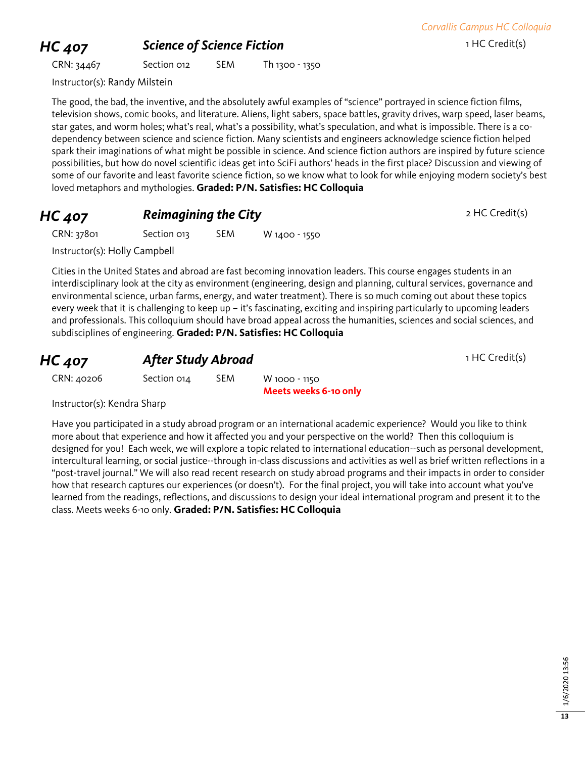## HC 407 *Science of Science Fiction*

1 HC Credit(s)

CRN: 34467 Section 012 SEM Th 1300 - 1350

Instructor(s): Randy Milstein

The good, the bad, the inventive, and the absolutely awful examples of "science" portrayed in science fiction films, television shows, comic books, and literature. Aliens, light sabers, space battles, gravity drives, warp speed, laser beams, star gates, and worm holes; what's real, what's a possibility, what's speculation, and what is impossible. There is a co-dependency between science and science fiction. Many scientists and engineers acknowledge science fiction helped spark their imaginations of what might be possible in science. And science fiction authors are inspired by future science possibilities, but how do novel scientific ideas get into SciFi authors' heads in the first place? Discussion and viewing of some of our favorite and least favorite science fiction, so we know what to look for while enjoying modern society's best loved metaphors and mythologies. **Graded: P/N. Satisfies: HC Colloquia**

## HC 407 *Reimagining the City*

2 HC Credit(s)

CRN: 37801 Section 013 SEM W 1400 - 1550

Instructor(s): Holly Campbell

Cities in the United States and abroad are fast becoming innovation leaders. This course engages students in an interdisciplinary look at the city as environment (engineering, design and planning, cultural services, governance and environmental science, urban farms, energy, and water treatment). There is so much coming out about these topics every week that it is challenging to keep up – it's fascinating, exciting and inspiring particularly to upcoming leaders and professionals. This colloquium should have broad appeal across the humanities, sciences and social sciences, and subdisciplines of engineering. **Graded: P/N. Satisfies: HC Colloquia**

## HC 407 *After Study Abroad*

1 HC Credit(s)

CRN: 40206 Section 014 SEM W 1000 - 1150
**Meets weeks 6-10 only**

Instructor(s): Kendra Sharp

Have you participated in a study abroad program or an international academic experience? Would you like to think more about that experience and how it affected you and your perspective on the world? Then this colloquium is designed for you! Each week, we will explore a topic related to international education--such as personal development, intercultural learning, or social justice--through in-class discussions and activities as well as brief written reflections in a "post-travel journal." We will also read recent research on study abroad programs and their impacts in order to consider how that research captures our experiences (or doesn't). For the final project, you will take into account what you've learned from the readings, reflections, and discussions to design your ideal international program and present it to the class. Meets weeks 6-10 only. **Graded: P/N. Satisfies: HC Colloquia**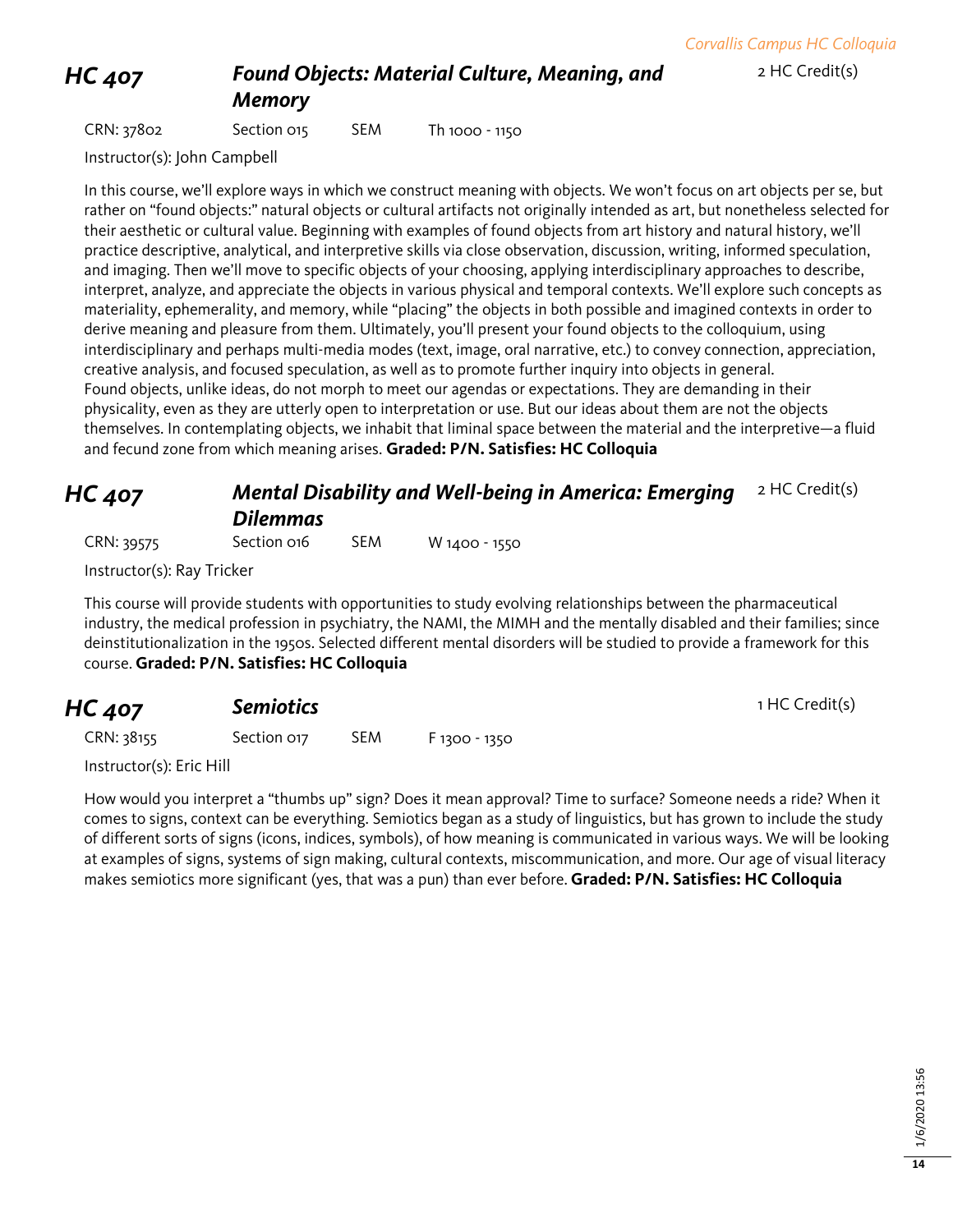## HC 407 *Found Objects: Material Culture, Meaning, and Memory*

2 HC Credit(s)

CRN: 37802 Section 015 SEM Th 1000 - 1150

Instructor(s): John Campbell

In this course, we'll explore ways in which we construct meaning with objects. We won't focus on art objects per se, but rather on "found objects:" natural objects or cultural artifacts not originally intended as art, but nonetheless selected for their aesthetic or cultural value. Beginning with examples of found objects from art history and natural history, we'll practice descriptive, analytical, and interpretive skills via close observation, discussion, writing, informed speculation, and imaging. Then we'll move to specific objects of your choosing, applying interdisciplinary approaches to describe, interpret, analyze, and appreciate the objects in various physical and temporal contexts. We'll explore such concepts as materiality, ephemerality, and memory, while "placing" the objects in both possible and imagined contexts in order to derive meaning and pleasure from them. Ultimately, you'll present your found objects to the colloquium, using interdisciplinary and perhaps multi-media modes (text, image, oral narrative, etc.) to convey connection, appreciation, creative analysis, and focused speculation, as well as to promote further inquiry into objects in general.
Found objects, unlike ideas, do not morph to meet our agendas or expectations. They are demanding in their physicality, even as they are utterly open to interpretation or use. But our ideas about them are not the objects themselves. In contemplating objects, we inhabit that liminal space between the material and the interpretive—a fluid and fecund zone from which meaning arises. **Graded: P/N. Satisfies: HC Colloquia**

## HC 407 *Mental Disability and Well-being in America: Emerging Dilemmas*

2 HC Credit(s)

CRN: 39575 Section 016 SEM W 1400 - 1550

Instructor(s): Ray Tricker

This course will provide students with opportunities to study evolving relationships between the pharmaceutical industry, the medical profession in psychiatry, the NAMI, the MIMH and the mentally disabled and their families; since deinstitutionalization in the 1950s. Selected different mental disorders will be studied to provide a framework for this course. **Graded: P/N. Satisfies: HC Colloquia**

## HC 407 *Semiotics*

1 HC Credit(s)

CRN: 38155 Section 017 SEM F 1300 - 1350

Instructor(s): Eric Hill

How would you interpret a "thumbs up" sign? Does it mean approval? Time to surface? Someone needs a ride? When it comes to signs, context can be everything. Semiotics began as a study of linguistics, but has grown to include the study of different sorts of signs (icons, indices, symbols), of how meaning is communicated in various ways. We will be looking at examples of signs, systems of sign making, cultural contexts, miscommunication, and more. Our age of visual literacy makes semiotics more significant (yes, that was a pun) than ever before. **Graded: P/N. Satisfies: HC Colloquia**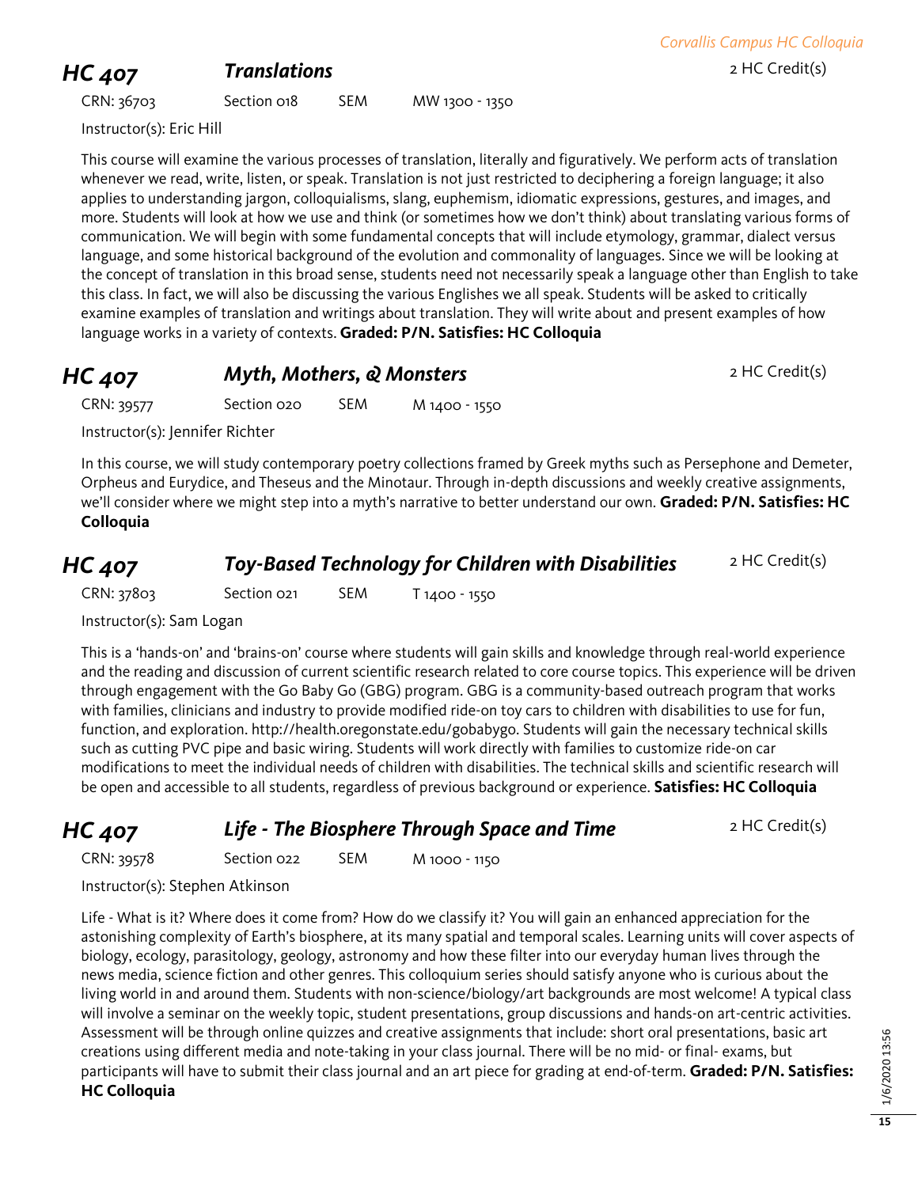## HC 407 *Translations*

2 HC Credit(s)

CRN: 36703 Section 018 SEM MW 1300 - 1350

Instructor(s): Eric Hill

This course will examine the various processes of translation, literally and figuratively. We perform acts of translation whenever we read, write, listen, or speak. Translation is not just restricted to deciphering a foreign language; it also applies to understanding jargon, colloquialisms, slang, euphemism, idiomatic expressions, gestures, and images, and more. Students will look at how we use and think (or sometimes how we don't think) about translating various forms of communication. We will begin with some fundamental concepts that will include etymology, grammar, dialect versus language, and some historical background of the evolution and commonality of languages. Since we will be looking at the concept of translation in this broad sense, students need not necessarily speak a language other than English to take this class. In fact, we will also be discussing the various Englishes we all speak. Students will be asked to critically examine examples of translation and writings about translation. They will write about and present examples of how language works in a variety of contexts. **Graded: P/N. Satisfies: HC Colloquia**

## HC 407 *Myth, Mothers, & Monsters*

2 HC Credit(s)

CRN: 39577 Section 020 SEM M 1400 - 1550

Instructor(s): Jennifer Richter

In this course, we will study contemporary poetry collections framed by Greek myths such as Persephone and Demeter, Orpheus and Eurydice, and Theseus and the Minotaur. Through in-depth discussions and weekly creative assignments, we'll consider where we might step into a myth's narrative to better understand our own. **Graded: P/N. Satisfies: HC Colloquia**

## HC 407 *Toy-Based Technology for Children with Disabilities*

2 HC Credit(s)

CRN: 37803 Section 021 SEM T 1400 - 1550

Instructor(s): Sam Logan

This is a 'hands-on' and 'brains-on' course where students will gain skills and knowledge through real-world experience and the reading and discussion of current scientific research related to core course topics. This experience will be driven through engagement with the Go Baby Go (GBG) program. GBG is a community-based outreach program that works with families, clinicians and industry to provide modified ride-on toy cars to children with disabilities to use for fun, function, and exploration. http://health.oregonstate.edu/gobabygo. Students will gain the necessary technical skills such as cutting PVC pipe and basic wiring. Students will work directly with families to customize ride-on car modifications to meet the individual needs of children with disabilities. The technical skills and scientific research will be open and accessible to all students, regardless of previous background or experience. **Satisfies: HC Colloquia**

## HC 407 *Life - The Biosphere Through Space and Time*

2 HC Credit(s)

CRN: 39578 Section 022 SEM M 1000 - 1150

Instructor(s): Stephen Atkinson

Life - What is it? Where does it come from? How do we classify it? You will gain an enhanced appreciation for the astonishing complexity of Earth's biosphere, at its many spatial and temporal scales. Learning units will cover aspects of biology, ecology, parasitology, geology, astronomy and how these filter into our everyday human lives through the news media, science fiction and other genres. This colloquium series should satisfy anyone who is curious about the living world in and around them. Students with non-science/biology/art backgrounds are most welcome! A typical class will involve a seminar on the weekly topic, student presentations, group discussions and hands-on art-centric activities. Assessment will be through online quizzes and creative assignments that include: short oral presentations, basic art creations using different media and note-taking in your class journal. There will be no mid- or final- exams, but participants will have to submit their class journal and an art piece for grading at end-of-term. **Graded: P/N. Satisfies: HC Colloquia**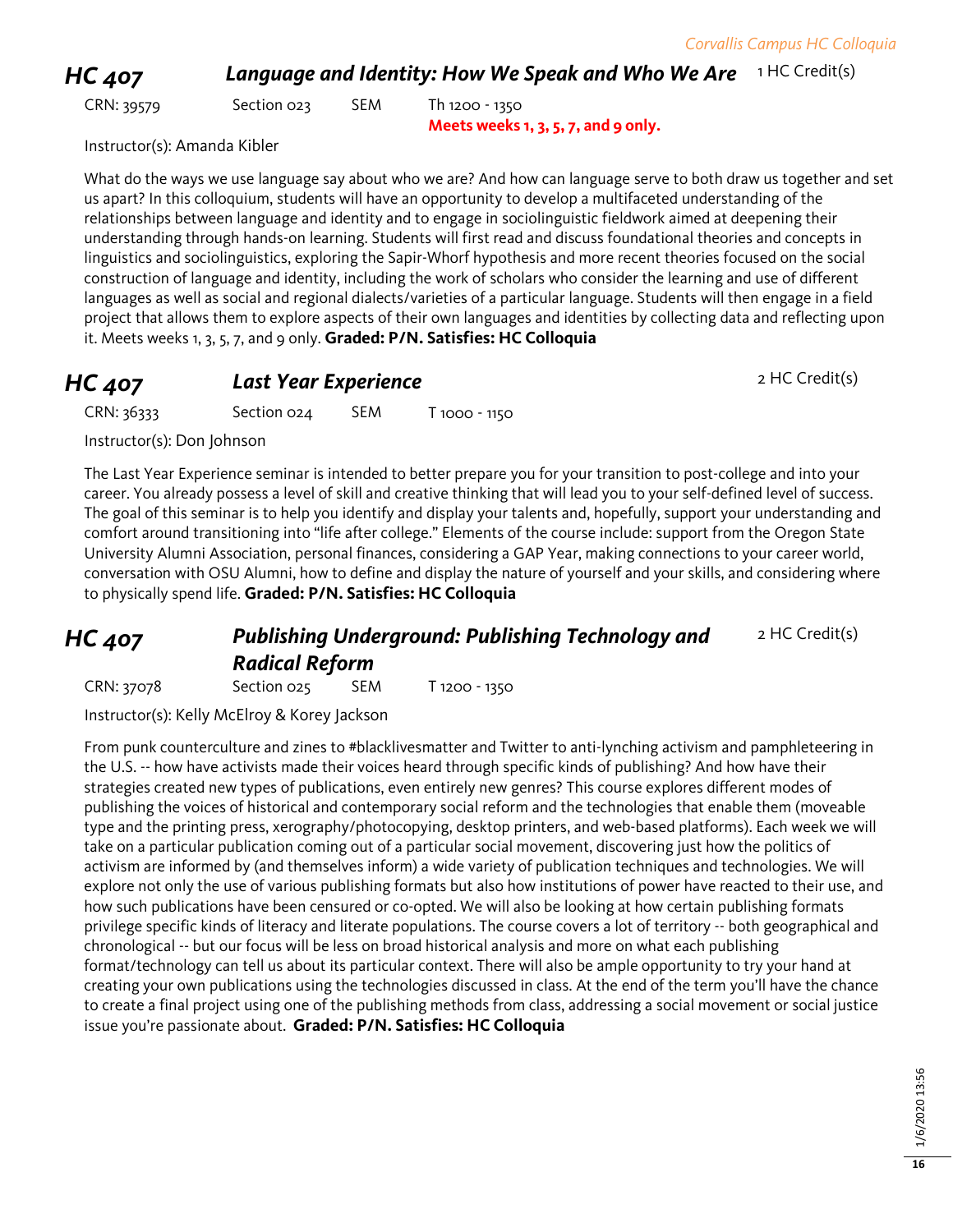## HC 407 *Language and Identity: How We Speak and Who We Are* 1 HC Credit(s)

CRN: 39579 Section 023 SEM Th 1200 - 1350
**Meets weeks 1, 3, 5, 7, and 9 only.**

Instructor(s): Amanda Kibler

What do the ways we use language say about who we are? And how can language serve to both draw us together and set us apart? In this colloquium, students will have an opportunity to develop a multifaceted understanding of the relationships between language and identity and to engage in sociolinguistic fieldwork aimed at deepening their understanding through hands-on learning. Students will first read and discuss foundational theories and concepts in linguistics and sociolinguistics, exploring the Sapir-Whorf hypothesis and more recent theories focused on the social construction of language and identity, including the work of scholars who consider the learning and use of different languages as well as social and regional dialects/varieties of a particular language. Students will then engage in a field project that allows them to explore aspects of their own languages and identities by collecting data and reflecting upon it. Meets weeks 1, 3, 5, 7, and 9 only. **Graded: P/N. Satisfies: HC Colloquia**

## HC 407 *Last Year Experience* 2 HC Credit(s)

CRN: 36333 Section 024 SEM T 1000 - 1150

Instructor(s): Don Johnson

The Last Year Experience seminar is intended to better prepare you for your transition to post-college and into your career. You already possess a level of skill and creative thinking that will lead you to your self-defined level of success. The goal of this seminar is to help you identify and display your talents and, hopefully, support your understanding and comfort around transitioning into "life after college." Elements of the course include: support from the Oregon State University Alumni Association, personal finances, considering a GAP Year, making connections to your career world, conversation with OSU Alumni, how to define and display the nature of yourself and your skills, and considering where to physically spend life. **Graded: P/N. Satisfies: HC Colloquia**

## HC 407 *Publishing Underground: Publishing Technology and Radical Reform* 2 HC Credit(s)

CRN: 37078 Section 025 SEM T 1200 - 1350

Instructor(s): Kelly McElroy & Korey Jackson

From punk counterculture and zines to #blacklivesmatter and Twitter to anti-lynching activism and pamphleteering in the U.S. -- how have activists made their voices heard through specific kinds of publishing? And how have their strategies created new types of publications, even entirely new genres? This course explores different modes of publishing the voices of historical and contemporary social reform and the technologies that enable them (moveable type and the printing press, xerography/photocopying, desktop printers, and web-based platforms). Each week we will take on a particular publication coming out of a particular social movement, discovering just how the politics of activism are informed by (and themselves inform) a wide variety of publication techniques and technologies. We will explore not only the use of various publishing formats but also how institutions of power have reacted to their use, and how such publications have been censured or co-opted. We will also be looking at how certain publishing formats privilege specific kinds of literacy and literate populations. The course covers a lot of territory -- both geographical and chronological -- but our focus will be less on broad historical analysis and more on what each publishing format/technology can tell us about its particular context. There will also be ample opportunity to try your hand at creating your own publications using the technologies discussed in class. At the end of the term you'll have the chance to create a final project using one of the publishing methods from class, addressing a social movement or social justice issue you're passionate about. **Graded: P/N. Satisfies: HC Colloquia**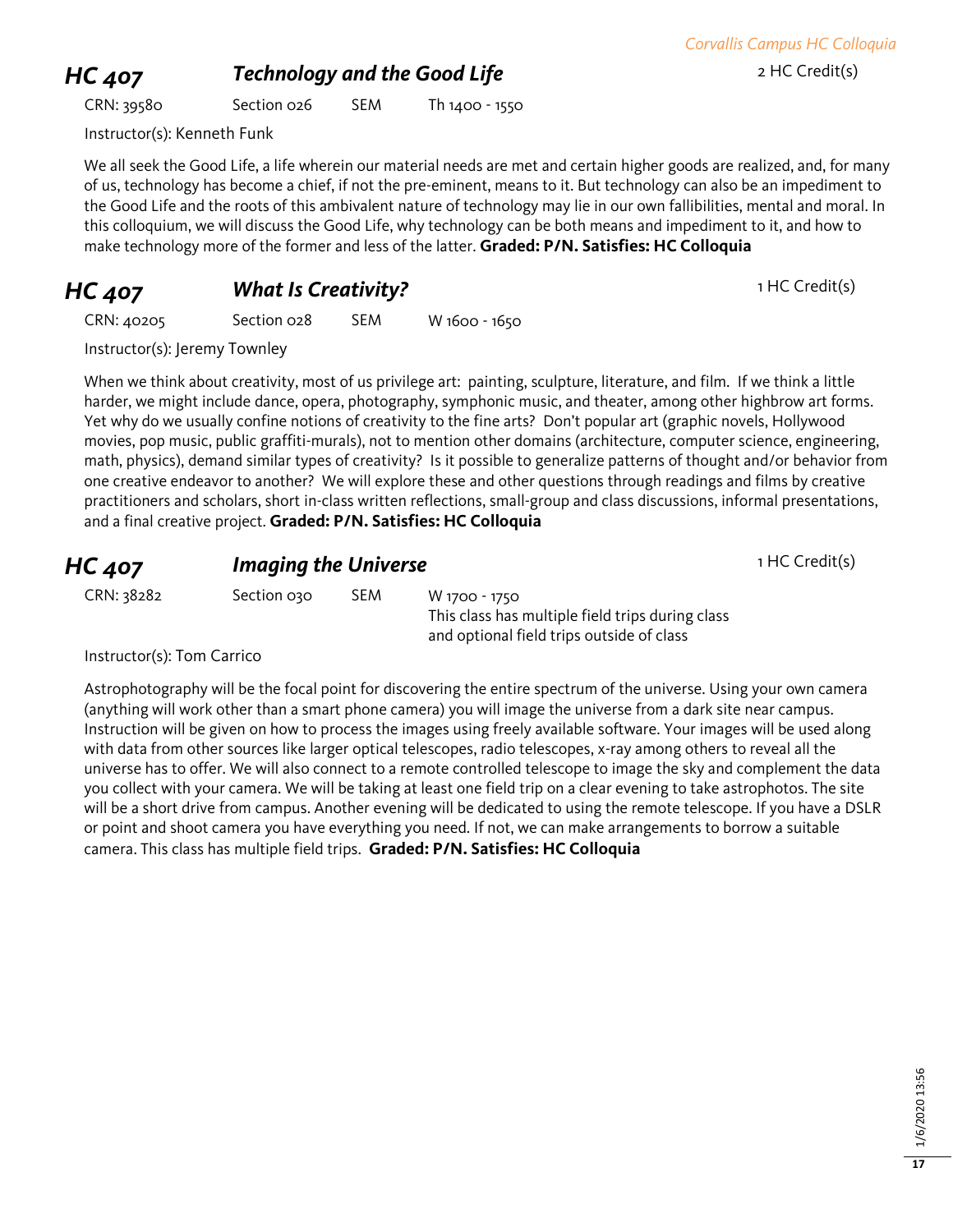## HC 407 *Technology and the Good Life*

2 HC Credit(s)

CRN: 39580 Section 026 SEM Th 1400 - 1550

Instructor(s): Kenneth Funk

We all seek the Good Life, a life wherein our material needs are met and certain higher goods are realized, and, for many of us, technology has become a chief, if not the pre-eminent, means to it. But technology can also be an impediment to the Good Life and the roots of this ambivalent nature of technology may lie in our own fallibilities, mental and moral. In this colloquium, we will discuss the Good Life, why technology can be both means and impediment to it, and how to make technology more of the former and less of the latter. **Graded: P/N. Satisfies: HC Colloquia**

## HC 407 *What Is Creativity?*

1 HC Credit(s)

CRN: 40205 Section 028 SEM W 1600 - 1650

Instructor(s): Jeremy Townley

When we think about creativity, most of us privilege art: painting, sculpture, literature, and film. If we think a little harder, we might include dance, opera, photography, symphonic music, and theater, among other highbrow art forms. Yet why do we usually confine notions of creativity to the fine arts? Don't popular art (graphic novels, Hollywood movies, pop music, public graffiti-murals), not to mention other domains (architecture, computer science, engineering, math, physics), demand similar types of creativity? Is it possible to generalize patterns of thought and/or behavior from one creative endeavor to another? We will explore these and other questions through readings and films by creative practitioners and scholars, short in-class written reflections, small-group and class discussions, informal presentations, and a final creative project. **Graded: P/N. Satisfies: HC Colloquia**

## HC 407 *Imaging the Universe*

1 HC Credit(s)

CRN: 38282 Section 030 SEM W 1700 - 1750
This class has multiple field trips during class and optional field trips outside of class

Instructor(s): Tom Carrico

Astrophotography will be the focal point for discovering the entire spectrum of the universe. Using your own camera (anything will work other than a smart phone camera) you will image the universe from a dark site near campus. Instruction will be given on how to process the images using freely available software. Your images will be used along with data from other sources like larger optical telescopes, radio telescopes, x-ray among others to reveal all the universe has to offer. We will also connect to a remote controlled telescope to image the sky and complement the data you collect with your camera. We will be taking at least one field trip on a clear evening to take astrophotos. The site will be a short drive from campus. Another evening will be dedicated to using the remote telescope. If you have a DSLR or point and shoot camera you have everything you need. If not, we can make arrangements to borrow a suitable camera. This class has multiple field trips. **Graded: P/N. Satisfies: HC Colloquia**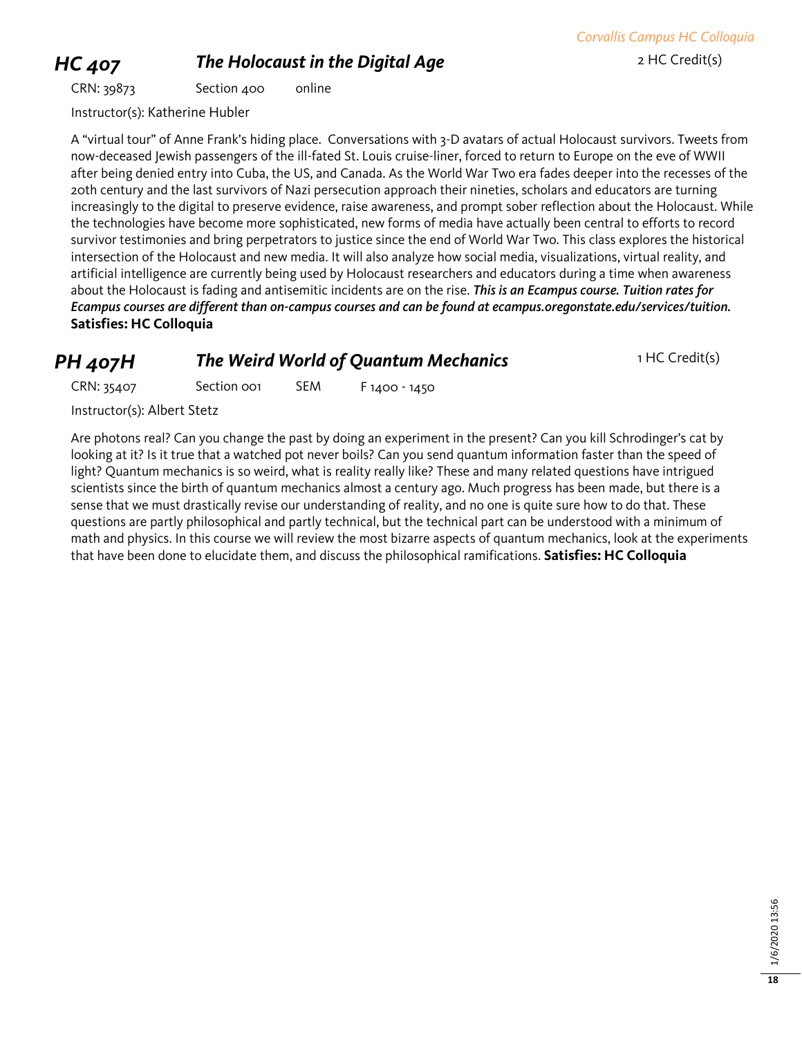## *HC 407* *The Holocaust in the Digital Age*

2 HC Credit(s)

CRN: 39873 Section 400 online

Instructor(s): Katherine Hubler

A "virtual tour" of Anne Frank's hiding place. Conversations with 3-D avatars of actual Holocaust survivors. Tweets from now-deceased Jewish passengers of the ill-fated St. Louis cruise-liner, forced to return to Europe on the eve of WWII after being denied entry into Cuba, the US, and Canada. As the World War Two era fades deeper into the recesses of the 20th century and the last survivors of Nazi persecution approach their nineties, scholars and educators are turning increasingly to the digital to preserve evidence, raise awareness, and prompt sober reflection about the Holocaust. While the technologies have become more sophisticated, new forms of media have actually been central to efforts to record survivor testimonies and bring perpetrators to justice since the end of World War Two. This class explores the historical intersection of the Holocaust and new media. It will also analyze how social media, visualizations, virtual reality, and artificial intelligence are currently being used by Holocaust researchers and educators during a time when awareness about the Holocaust is fading and antisemitic incidents are on the rise. ***This is an Ecampus course. Tuition rates for Ecampus courses are different than on-campus courses and can be found at ecampus.oregonstate.edu/services/tuition.*** **Satisfies: HC Colloquia**

## *PH 407H* *The Weird World of Quantum Mechanics*

1 HC Credit(s)

CRN: 35407 Section 001 SEM F 1400 - 1450

Instructor(s): Albert Stetz

Are photons real? Can you change the past by doing an experiment in the present? Can you kill Schrodinger's cat by looking at it? Is it true that a watched pot never boils? Can you send quantum information faster than the speed of light? Quantum mechanics is so weird, what is reality really like? These and many related questions have intrigued scientists since the birth of quantum mechanics almost a century ago. Much progress has been made, but there is a sense that we must drastically revise our understanding of reality, and no one is quite sure how to do that. These questions are partly philosophical and partly technical, but the technical part can be understood with a minimum of math and physics. In this course we will review the most bizarre aspects of quantum mechanics, look at the experiments that have been done to elucidate them, and discuss the philosophical ramifications. **Satisfies: HC Colloquia**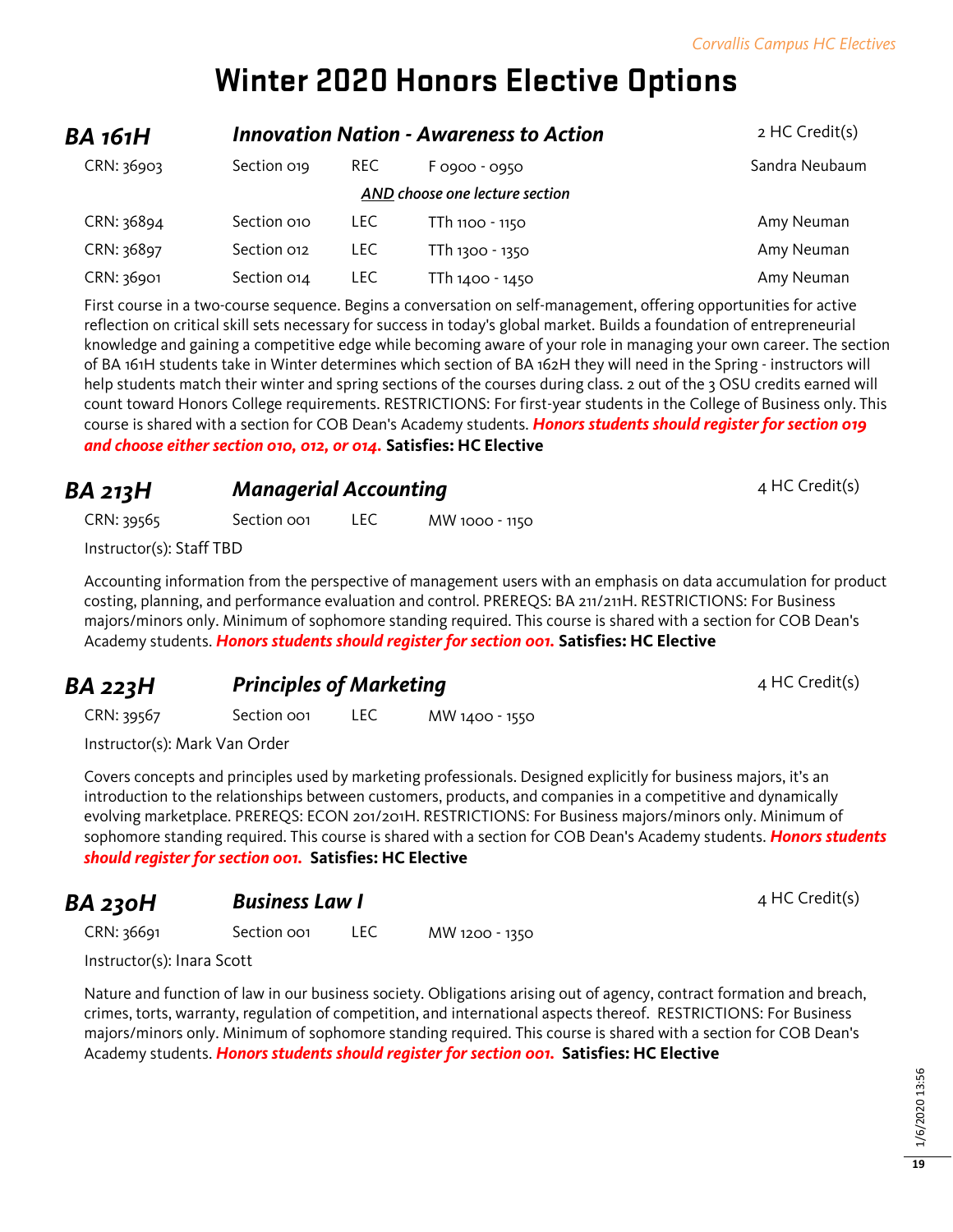# Winter 2020 Honors Elective Options

## BA 161H — *Innovation Nation - Awareness to Action* — 2 HC Credit(s)

| CRN | Section | Type | Time | Instructor |
|---|---|---|---|---|
| CRN: 36903 | Section 019 | REC | F 0900 - 0950 | Sandra Neubaum |
| | | | ***AND choose one lecture section*** | |
| CRN: 36894 | Section 010 | LEC | TTh 1100 - 1150 | Amy Neuman |
| CRN: 36897 | Section 012 | LEC | TTh 1300 - 1350 | Amy Neuman |
| CRN: 36901 | Section 014 | LEC | TTh 1400 - 1450 | Amy Neuman |

First course in a two-course sequence. Begins a conversation on self-management, offering opportunities for active reflection on critical skill sets necessary for success in today's global market. Builds a foundation of entrepreneurial knowledge and gaining a competitive edge while becoming aware of your role in managing your own career. The section of BA 161H students take in Winter determines which section of BA 162H they will need in the Spring - instructors will help students match their winter and spring sections of the courses during class. 2 out of the 3 OSU credits earned will count toward Honors College requirements. RESTRICTIONS: For first-year students in the College of Business only. This course is shared with a section for COB Dean's Academy students. ***Honors students should register for section 019 and choose either section 010, 012, or 014.*** **Satisfies: HC Elective**

## BA 213H — *Managerial Accounting* — 4 HC Credit(s)

CRN: 39565 | Section 001 | LEC | MW 1000 - 1150

Instructor(s): Staff TBD

Accounting information from the perspective of management users with an emphasis on data accumulation for product costing, planning, and performance evaluation and control. PREREQS: BA 211/211H. RESTRICTIONS: For Business majors/minors only. Minimum of sophomore standing required. This course is shared with a section for COB Dean's Academy students. ***Honors students should register for section 001.*** **Satisfies: HC Elective**

## BA 223H — *Principles of Marketing* — 4 HC Credit(s)

CRN: 39567 | Section 001 | LEC | MW 1400 - 1550

Instructor(s): Mark Van Order

Covers concepts and principles used by marketing professionals. Designed explicitly for business majors, it's an introduction to the relationships between customers, products, and companies in a competitive and dynamically evolving marketplace. PREREQS: ECON 201/201H. RESTRICTIONS: For Business majors/minors only. Minimum of sophomore standing required. This course is shared with a section for COB Dean's Academy students. ***Honors students should register for section 001.*** **Satisfies: HC Elective**

## BA 230H — *Business Law I* — 4 HC Credit(s)

CRN: 36691 | Section 001 | LEC | MW 1200 - 1350

Instructor(s): Inara Scott

Nature and function of law in our business society. Obligations arising out of agency, contract formation and breach, crimes, torts, warranty, regulation of competition, and international aspects thereof. RESTRICTIONS: For Business majors/minors only. Minimum of sophomore standing required. This course is shared with a section for COB Dean's Academy students. ***Honors students should register for section 001.*** **Satisfies: HC Elective**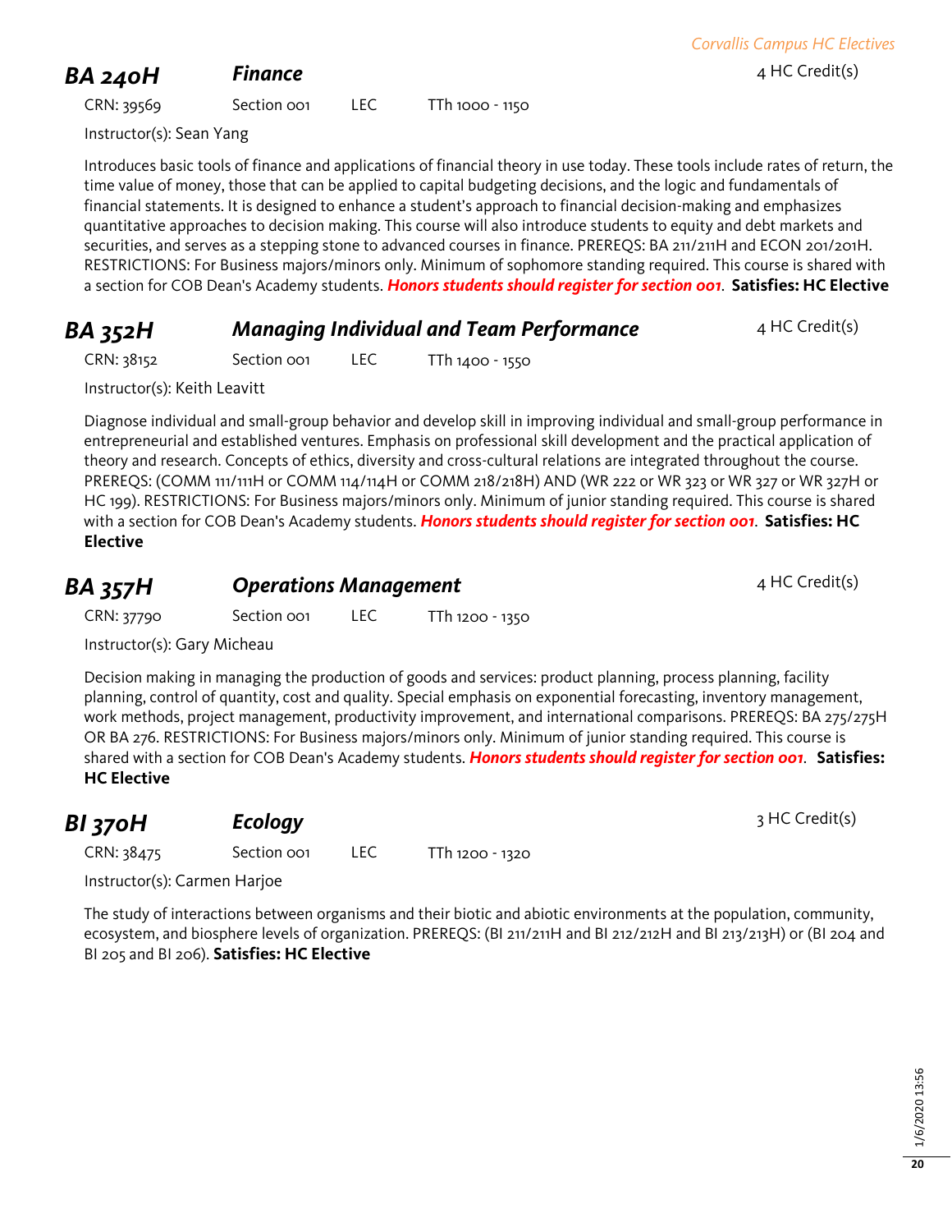## BA 240H *Finance*

4 HC Credit(s)

CRN: 39569 Section 001 LEC TTh 1000 - 1150

Instructor(s): Sean Yang

Introduces basic tools of finance and applications of financial theory in use today. These tools include rates of return, the time value of money, those that can be applied to capital budgeting decisions, and the logic and fundamentals of financial statements. It is designed to enhance a student's approach to financial decision-making and emphasizes quantitative approaches to decision making. This course will also introduce students to equity and debt markets and securities, and serves as a stepping stone to advanced courses in finance. PREREQS: BA 211/211H and ECON 201/201H. RESTRICTIONS: For Business majors/minors only. Minimum of sophomore standing required. This course is shared with a section for COB Dean's Academy students. ***Honors students should register for section 001***. **Satisfies: HC Elective**

## BA 352H *Managing Individual and Team Performance*

4 HC Credit(s)

CRN: 38152 Section 001 LEC TTh 1400 - 1550

Instructor(s): Keith Leavitt

Diagnose individual and small-group behavior and develop skill in improving individual and small-group performance in entrepreneurial and established ventures. Emphasis on professional skill development and the practical application of theory and research. Concepts of ethics, diversity and cross-cultural relations are integrated throughout the course. PREREQS: (COMM 111/111H or COMM 114/114H or COMM 218/218H) AND (WR 222 or WR 323 or WR 327 or WR 327H or HC 199). RESTRICTIONS: For Business majors/minors only. Minimum of junior standing required. This course is shared with a section for COB Dean's Academy students. ***Honors students should register for section 001***. **Satisfies: HC Elective**

## BA 357H *Operations Management*

4 HC Credit(s)

CRN: 37790 Section 001 LEC TTh 1200 - 1350

Instructor(s): Gary Micheau

Decision making in managing the production of goods and services: product planning, process planning, facility planning, control of quantity, cost and quality. Special emphasis on exponential forecasting, inventory management, work methods, project management, productivity improvement, and international comparisons. PREREQS: BA 275/275H OR BA 276. RESTRICTIONS: For Business majors/minors only. Minimum of junior standing required. This course is shared with a section for COB Dean's Academy students. ***Honors students should register for section 001***. **Satisfies: HC Elective**

## BI 370H *Ecology*

3 HC Credit(s)

CRN: 38475 Section 001 LEC TTh 1200 - 1320

Instructor(s): Carmen Harjoe

The study of interactions between organisms and their biotic and abiotic environments at the population, community, ecosystem, and biosphere levels of organization. PREREQS: (BI 211/211H and BI 212/212H and BI 213/213H) or (BI 204 and BI 205 and BI 206). **Satisfies: HC Elective**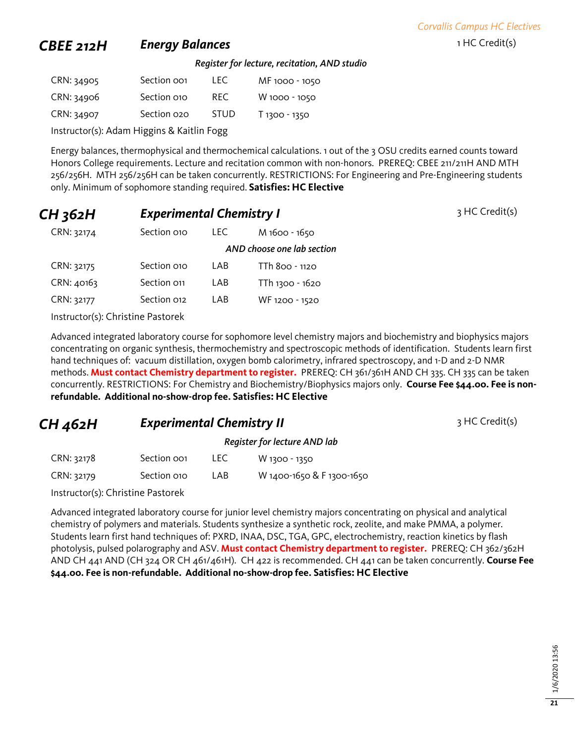## CBEE 212H Energy Balances

1 HC Credit(s)

*Register for lecture, recitation, AND studio*

| CRN | Section | Type | Time |
|---|---|---|---|
| CRN: 34905 | Section 001 | LEC | MF 1000 - 1050 |
| CRN: 34906 | Section 010 | REC | W 1000 - 1050 |
| CRN: 34907 | Section 020 | STUD | T 1300 - 1350 |

Instructor(s): Adam Higgins & Kaitlin Fogg

Energy balances, thermophysical and thermochemical calculations. 1 out of the 3 OSU credits earned counts toward Honors College requirements. Lecture and recitation common with non-honors. PREREQ: CBEE 211/211H AND MTH 256/256H. MTH 256/256H can be taken concurrently. RESTRICTIONS: For Engineering and Pre-Engineering students only. Minimum of sophomore standing required. **Satisfies: HC Elective**

## CH 362H Experimental Chemistry I

3 HC Credit(s)

| CRN | Section | Type | Time |
|---|---|---|---|
| CRN: 32174 | Section 010 | LEC | M 1600 - 1650 |
| | | | *AND choose one lab section* |
| CRN: 32175 | Section 010 | LAB | TTh 800 - 1120 |
| CRN: 40163 | Section 011 | LAB | TTh 1300 - 1620 |
| CRN: 32177 | Section 012 | LAB | WF 1200 - 1520 |

Instructor(s): Christine Pastorek

Advanced integrated laboratory course for sophomore level chemistry majors and biochemistry and biophysics majors concentrating on organic synthesis, thermochemistry and spectroscopic methods of identification. Students learn first hand techniques of: vacuum distillation, oxygen bomb calorimetry, infrared spectroscopy, and 1-D and 2-D NMR methods. **Must contact Chemistry department to register.** PREREQ: CH 361/361H AND CH 335. CH 335 can be taken concurrently. RESTRICTIONS: For Chemistry and Biochemistry/Biophysics majors only. **Course Fee $44.00. Fee is non-refundable. Additional no-show-drop fee. Satisfies: HC Elective**

## CH 462H Experimental Chemistry II

3 HC Credit(s)

*Register for lecture AND lab*

| CRN | Section | Type | Time |
|---|---|---|---|
| CRN: 32178 | Section 001 | LEC | W 1300 - 1350 |
| CRN: 32179 | Section 010 | LAB | W 1400-1650 & F 1300-1650 |

Instructor(s): Christine Pastorek

Advanced integrated laboratory course for junior level chemistry majors concentrating on physical and analytical chemistry of polymers and materials. Students synthesize a synthetic rock, zeolite, and make PMMA, a polymer. Students learn first hand techniques of: PXRD, INAA, DSC, TGA, GPC, electrochemistry, reaction kinetics by flash photolysis, pulsed polarography and ASV. **Must contact Chemistry department to register.** PREREQ: CH 362/362H AND CH 441 AND (CH 324 OR CH 461/461H). CH 422 is recommended. CH 441 can be taken concurrently. **Course Fee $44.00. Fee is non-refundable. Additional no-show-drop fee. Satisfies: HC Elective**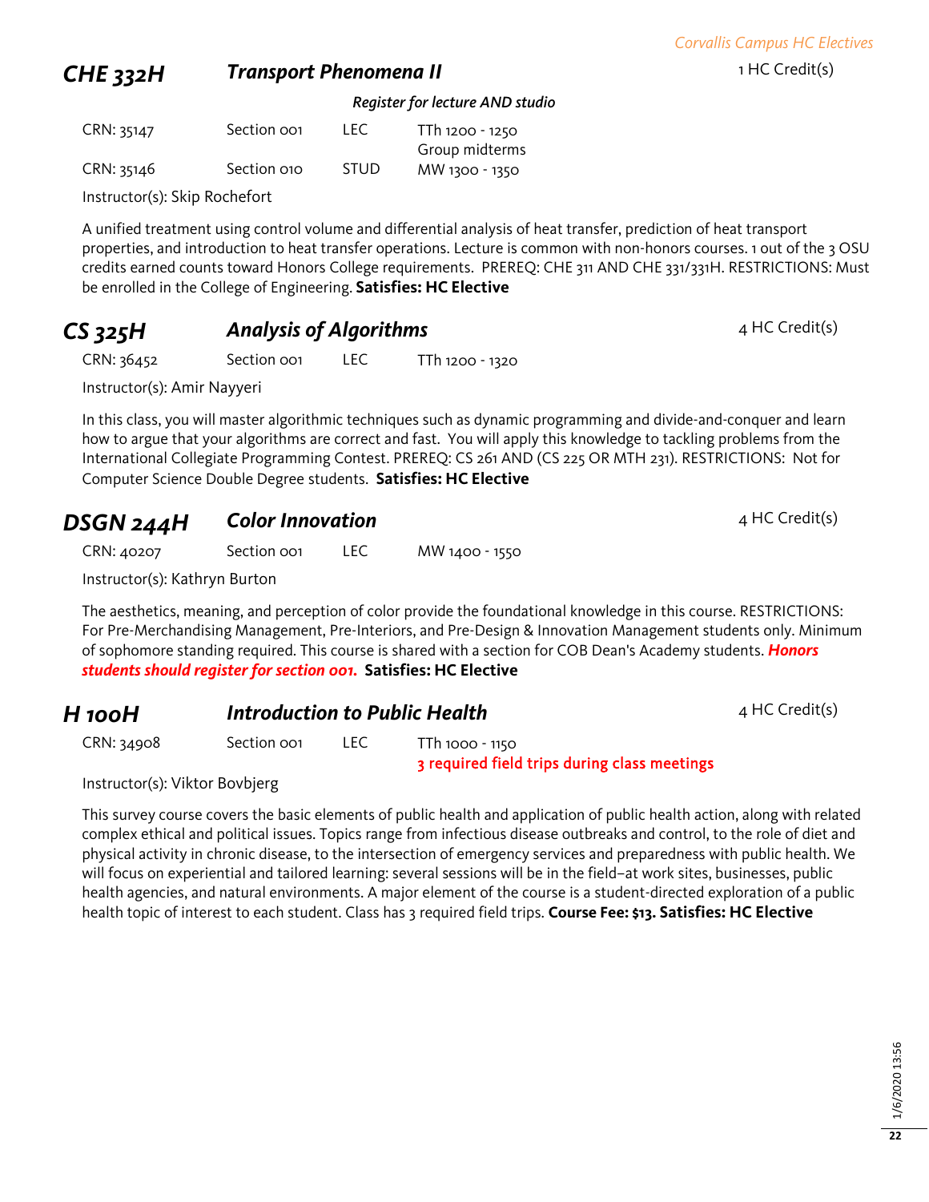## CHE 332H — *Transport Phenomena II* — 1 HC Credit(s)

***Register for lecture AND studio***

| CRN | Section | Type | Time |
|---|---|---|---|
| CRN: 35147 | Section 001 | LEC | TTh 1200 - 1250<br>Group midterms |
| CRN: 35146 | Section 010 | STUD | MW 1300 - 1350 |

Instructor(s): Skip Rochefort

A unified treatment using control volume and differential analysis of heat transfer, prediction of heat transport properties, and introduction to heat transfer operations. Lecture is common with non-honors courses. 1 out of the 3 OSU credits earned counts toward Honors College requirements. PREREQ: CHE 311 AND CHE 331/331H. RESTRICTIONS: Must be enrolled in the College of Engineering. **Satisfies: HC Elective**

## CS 325H — *Analysis of Algorithms* — 4 HC Credit(s)

| CRN | Section | Type | Time |
|---|---|---|---|
| CRN: 36452 | Section 001 | LEC | TTh 1200 - 1320 |

Instructor(s): Amir Nayyeri

In this class, you will master algorithmic techniques such as dynamic programming and divide-and-conquer and learn how to argue that your algorithms are correct and fast. You will apply this knowledge to tackling problems from the International Collegiate Programming Contest. PREREQ: CS 261 AND (CS 225 OR MTH 231). RESTRICTIONS: Not for Computer Science Double Degree students. **Satisfies: HC Elective**

## DSGN 244H — *Color Innovation* — 4 HC Credit(s)

| CRN | Section | Type | Time |
|---|---|---|---|
| CRN: 40207 | Section 001 | LEC | MW 1400 - 1550 |

Instructor(s): Kathryn Burton

The aesthetics, meaning, and perception of color provide the foundational knowledge in this course. RESTRICTIONS: For Pre-Merchandising Management, Pre-Interiors, and Pre-Design & Innovation Management students only. Minimum of sophomore standing required. This course is shared with a section for COB Dean's Academy students. ***Honors students should register for section 001.*** **Satisfies: HC Elective**

## H 100H — *Introduction to Public Health* — 4 HC Credit(s)

| CRN | Section | Type | Time |
|---|---|---|---|
| CRN: 34908 | Section 001 | LEC | TTh 1000 - 1150<br>3 required field trips during class meetings |

Instructor(s): Viktor Bovbjerg

This survey course covers the basic elements of public health and application of public health action, along with related complex ethical and political issues. Topics range from infectious disease outbreaks and control, to the role of diet and physical activity in chronic disease, to the intersection of emergency services and preparedness with public health. We will focus on experiential and tailored learning: several sessions will be in the field–at work sites, businesses, public health agencies, and natural environments. A major element of the course is a student-directed exploration of a public health topic of interest to each student. Class has 3 required field trips. **Course Fee: $13. Satisfies: HC Elective**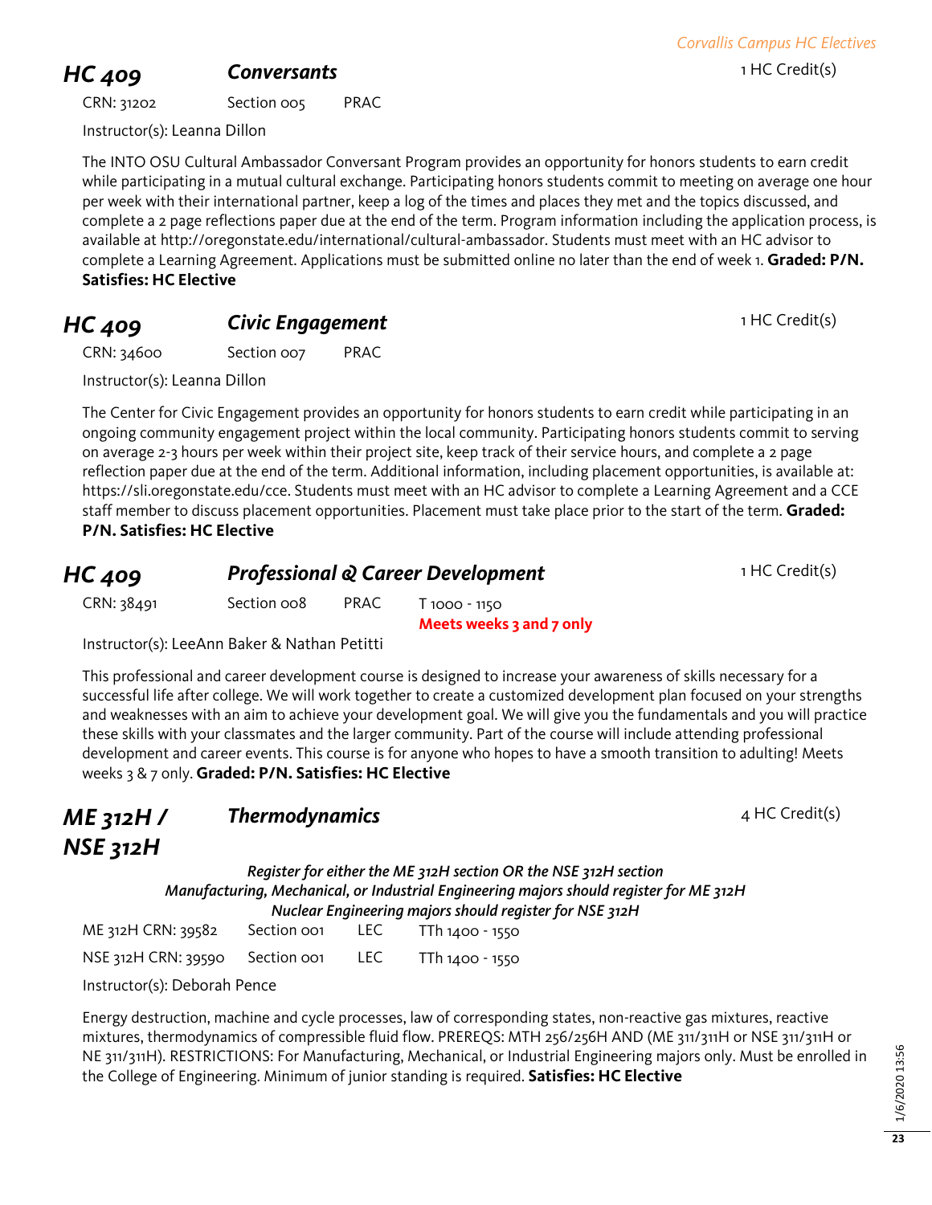## HC 409 — *Conversants*

1 HC Credit(s)

CRN: 31202 | Section 005 | PRAC

Instructor(s): Leanna Dillon

The INTO OSU Cultural Ambassador Conversant Program provides an opportunity for honors students to earn credit while participating in a mutual cultural exchange. Participating honors students commit to meeting on average one hour per week with their international partner, keep a log of the times and places they met and the topics discussed, and complete a 2 page reflections paper due at the end of the term. Program information including the application process, is available at http://oregonstate.edu/international/cultural-ambassador. Students must meet with an HC advisor to complete a Learning Agreement. Applications must be submitted online no later than the end of week 1. **Graded: P/N. Satisfies: HC Elective**

## HC 409 — *Civic Engagement*

1 HC Credit(s)

CRN: 34600 | Section 007 | PRAC

Instructor(s): Leanna Dillon

The Center for Civic Engagement provides an opportunity for honors students to earn credit while participating in an ongoing community engagement project within the local community. Participating honors students commit to serving on average 2-3 hours per week within their project site, keep track of their service hours, and complete a 2 page reflection paper due at the end of the term. Additional information, including placement opportunities, is available at: https://sli.oregonstate.edu/cce. Students must meet with an HC advisor to complete a Learning Agreement and a CCE staff member to discuss placement opportunities. Placement must take place prior to the start of the term. **Graded: P/N. Satisfies: HC Elective**

## HC 409 — *Professional & Career Development*

1 HC Credit(s)

CRN: 38491 | Section 008 | PRAC | T 1000 - 1150
**Meets weeks 3 and 7 only**

Instructor(s): LeeAnn Baker & Nathan Petitti

This professional and career development course is designed to increase your awareness of skills necessary for a successful life after college. We will work together to create a customized development plan focused on your strengths and weaknesses with an aim to achieve your development goal. We will give you the fundamentals and you will practice these skills with your classmates and the larger community. Part of the course will include attending professional development and career events. This course is for anyone who hopes to have a smooth transition to adulting! Meets weeks 3 & 7 only. **Graded: P/N. Satisfies: HC Elective**

## ME 312H / NSE 312H — *Thermodynamics*

4 HC Credit(s)

*Register for either the ME 312H section OR the NSE 312H section*
*Manufacturing, Mechanical, or Industrial Engineering majors should register for ME 312H*
*Nuclear Engineering majors should register for NSE 312H*

ME 312H CRN: 39582 | Section 001 | LEC | TTh 1400 - 1550
NSE 312H CRN: 39590 | Section 001 | LEC | TTh 1400 - 1550

Instructor(s): Deborah Pence

Energy destruction, machine and cycle processes, law of corresponding states, non-reactive gas mixtures, reactive mixtures, thermodynamics of compressible fluid flow. PREREQS: MTH 256/256H AND (ME 311/311H or NSE 311/311H or NE 311/311H). RESTRICTIONS: For Manufacturing, Mechanical, or Industrial Engineering majors only. Must be enrolled in the College of Engineering. Minimum of junior standing is required. **Satisfies: HC Elective**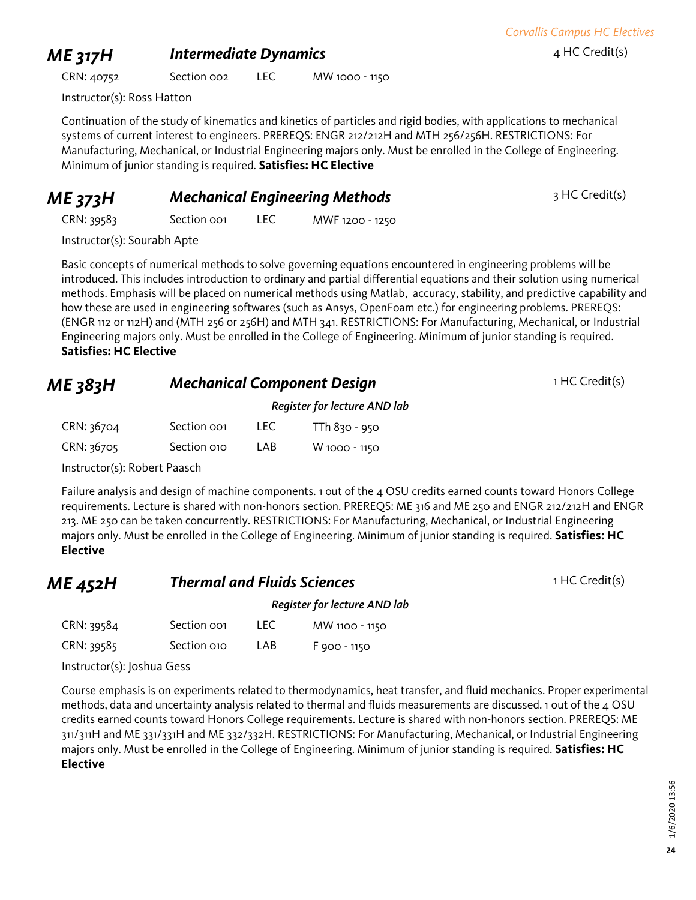## ME 317H *Intermediate Dynamics*

4 HC Credit(s)

| CRN: 40752 | Section 002 | LEC | MW 1000 - 1150 |
|---|---|---|---|

Instructor(s): Ross Hatton

Continuation of the study of kinematics and kinetics of particles and rigid bodies, with applications to mechanical systems of current interest to engineers. PREREQS: ENGR 212/212H and MTH 256/256H. RESTRICTIONS: For Manufacturing, Mechanical, or Industrial Engineering majors only. Must be enrolled in the College of Engineering. Minimum of junior standing is required. **Satisfies: HC Elective**

## ME 373H *Mechanical Engineering Methods*

3 HC Credit(s)

| CRN: 39583 | Section 001 | LEC | MWF 1200 - 1250 |
|---|---|---|---|

Instructor(s): Sourabh Apte

Basic concepts of numerical methods to solve governing equations encountered in engineering problems will be introduced. This includes introduction to ordinary and partial differential equations and their solution using numerical methods. Emphasis will be placed on numerical methods using Matlab, accuracy, stability, and predictive capability and how these are used in engineering softwares (such as Ansys, OpenFoam etc.) for engineering problems. PREREQS: (ENGR 112 or 112H) and (MTH 256 or 256H) and MTH 341. RESTRICTIONS: For Manufacturing, Mechanical, or Industrial Engineering majors only. Must be enrolled in the College of Engineering. Minimum of junior standing is required. **Satisfies: HC Elective**

## ME 383H *Mechanical Component Design*

1 HC Credit(s)

*Register for lecture AND lab*

| CRN: 36704 | Section 001 | LEC | TTh 830 - 950 |
|---|---|---|---|
| CRN: 36705 | Section 010 | LAB | W 1000 - 1150 |

Instructor(s): Robert Paasch

Failure analysis and design of machine components. 1 out of the 4 OSU credits earned counts toward Honors College requirements. Lecture is shared with non-honors section. PREREQS: ME 316 and ME 250 and ENGR 212/212H and ENGR 213. ME 250 can be taken concurrently. RESTRICTIONS: For Manufacturing, Mechanical, or Industrial Engineering majors only. Must be enrolled in the College of Engineering. Minimum of junior standing is required. **Satisfies: HC Elective**

## ME 452H *Thermal and Fluids Sciences*

1 HC Credit(s)

*Register for lecture AND lab*

| CRN: 39584 | Section 001 | LEC | MW 1100 - 1150 |
|---|---|---|---|
| CRN: 39585 | Section 010 | LAB | F 900 - 1150 |

Instructor(s): Joshua Gess

Course emphasis is on experiments related to thermodynamics, heat transfer, and fluid mechanics. Proper experimental methods, data and uncertainty analysis related to thermal and fluids measurements are discussed. 1 out of the 4 OSU credits earned counts toward Honors College requirements. Lecture is shared with non-honors section. PREREQS: ME 311/311H and ME 331/331H and ME 332/332H. RESTRICTIONS: For Manufacturing, Mechanical, or Industrial Engineering majors only. Must be enrolled in the College of Engineering. Minimum of junior standing is required. **Satisfies: HC Elective**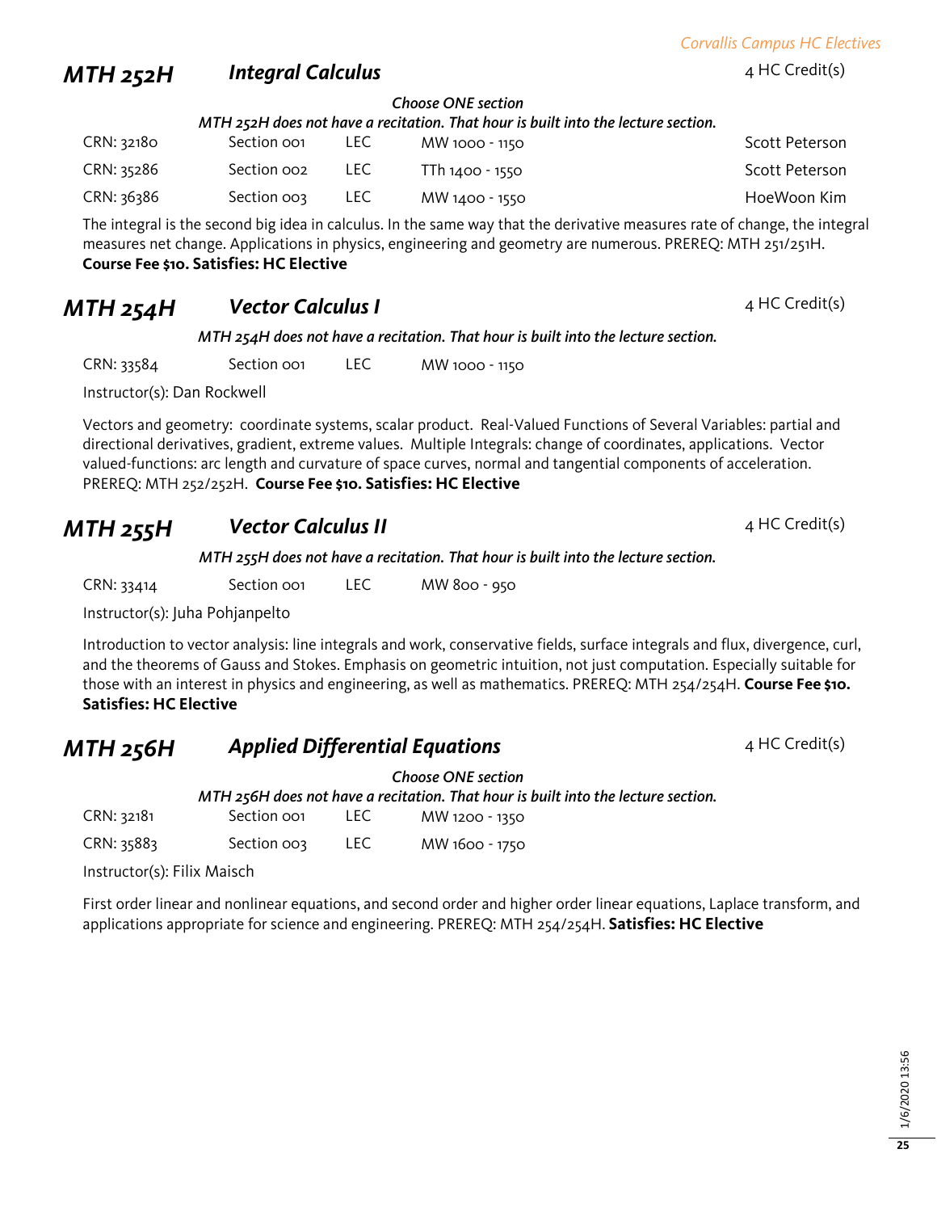## MTH 252H *Integral Calculus* — 4 HC Credit(s)

*Choose ONE section*

*MTH 252H does not have a recitation. That hour is built into the lecture section.*

| CRN | Section | Type | Time | Instructor |
|---|---|---|---|---|
| CRN: 32180 | Section 001 | LEC | MW 1000 - 1150 | Scott Peterson |
| CRN: 35286 | Section 002 | LEC | TTh 1400 - 1550 | Scott Peterson |
| CRN: 36386 | Section 003 | LEC | MW 1400 - 1550 | HoeWoon Kim |

The integral is the second big idea in calculus. In the same way that the derivative measures rate of change, the integral measures net change. Applications in physics, engineering and geometry are numerous. PREREQ: MTH 251/251H. **Course Fee $10. Satisfies: HC Elective**

## MTH 254H *Vector Calculus I* — 4 HC Credit(s)

*MTH 254H does not have a recitation. That hour is built into the lecture section.*

| CRN | Section | Type | Time |
|---|---|---|---|
| CRN: 33584 | Section 001 | LEC | MW 1000 - 1150 |

Instructor(s): Dan Rockwell

Vectors and geometry: coordinate systems, scalar product. Real-Valued Functions of Several Variables: partial and directional derivatives, gradient, extreme values. Multiple Integrals: change of coordinates, applications. Vector valued-functions: arc length and curvature of space curves, normal and tangential components of acceleration. PREREQ: MTH 252/252H. **Course Fee $10. Satisfies: HC Elective**

## MTH 255H *Vector Calculus II* — 4 HC Credit(s)

*MTH 255H does not have a recitation. That hour is built into the lecture section.*

| CRN | Section | Type | Time |
|---|---|---|---|
| CRN: 33414 | Section 001 | LEC | MW 800 - 950 |

Instructor(s): Juha Pohjanpelto

Introduction to vector analysis: line integrals and work, conservative fields, surface integrals and flux, divergence, curl, and the theorems of Gauss and Stokes. Emphasis on geometric intuition, not just computation. Especially suitable for those with an interest in physics and engineering, as well as mathematics. PREREQ: MTH 254/254H. **Course Fee $10. Satisfies: HC Elective**

## MTH 256H *Applied Differential Equations* — 4 HC Credit(s)

*Choose ONE section*

*MTH 256H does not have a recitation. That hour is built into the lecture section.*

| CRN | Section | Type | Time |
|---|---|---|---|
| CRN: 32181 | Section 001 | LEC | MW 1200 - 1350 |
| CRN: 35883 | Section 003 | LEC | MW 1600 - 1750 |

Instructor(s): Filix Maisch

First order linear and nonlinear equations, and second order and higher order linear equations, Laplace transform, and applications appropriate for science and engineering. PREREQ: MTH 254/254H. **Satisfies: HC Elective**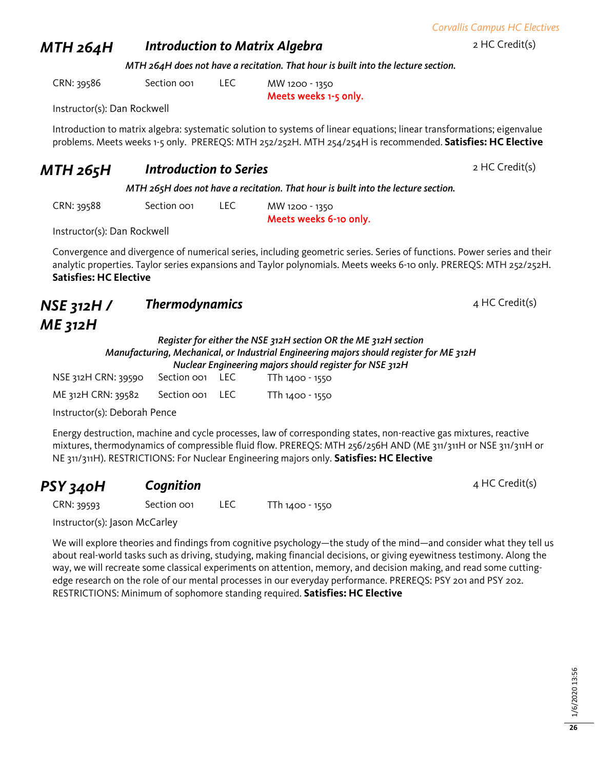## MTH 264H — *Introduction to Matrix Algebra* — 2 HC Credit(s)

***MTH 264H does not have a recitation. That hour is built into the lecture section.***

CRN: 39586 | Section 001 | LEC | MW 1200 - 1350
**Meets weeks 1-5 only.**

Instructor(s): Dan Rockwell

Introduction to matrix algebra: systematic solution to systems of linear equations; linear transformations; eigenvalue problems. Meets weeks 1-5 only. PREREQS: MTH 252/252H. MTH 254/254H is recommended. **Satisfies: HC Elective**

## MTH 265H — *Introduction to Series* — 2 HC Credit(s)

***MTH 265H does not have a recitation. That hour is built into the lecture section.***

CRN: 39588 | Section 001 | LEC | MW 1200 - 1350
**Meets weeks 6-10 only.**

Instructor(s): Dan Rockwell

Convergence and divergence of numerical series, including geometric series. Series of functions. Power series and their analytic properties. Taylor series expansions and Taylor polynomials. Meets weeks 6-10 only. PREREQS: MTH 252/252H. **Satisfies: HC Elective**

## NSE 312H / ME 312H — *Thermodynamics* — 4 HC Credit(s)

***Register for either the NSE 312H section OR the ME 312H section***
***Manufacturing, Mechanical, or Industrial Engineering majors should register for ME 312H***
***Nuclear Engineering majors should register for NSE 312H***

NSE 312H CRN: 39590 | Section 001 | LEC | TTh 1400 - 1550

ME 312H CRN: 39582 | Section 001 | LEC | TTh 1400 - 1550

Instructor(s): Deborah Pence

Energy destruction, machine and cycle processes, law of corresponding states, non-reactive gas mixtures, reactive mixtures, thermodynamics of compressible fluid flow. PREREQS: MTH 256/256H AND (ME 311/311H or NSE 311/311H or NE 311/311H). RESTRICTIONS: For Nuclear Engineering majors only. **Satisfies: HC Elective**

## PSY 340H — *Cognition* — 4 HC Credit(s)

CRN: 39593 | Section 001 | LEC | TTh 1400 - 1550

Instructor(s): Jason McCarley

We will explore theories and findings from cognitive psychology—the study of the mind—and consider what they tell us about real-world tasks such as driving, studying, making financial decisions, or giving eyewitness testimony. Along the way, we will recreate some classical experiments on attention, memory, and decision making, and read some cutting-edge research on the role of our mental processes in our everyday performance. PREREQS: PSY 201 and PSY 202. RESTRICTIONS: Minimum of sophomore standing required. **Satisfies: HC Elective**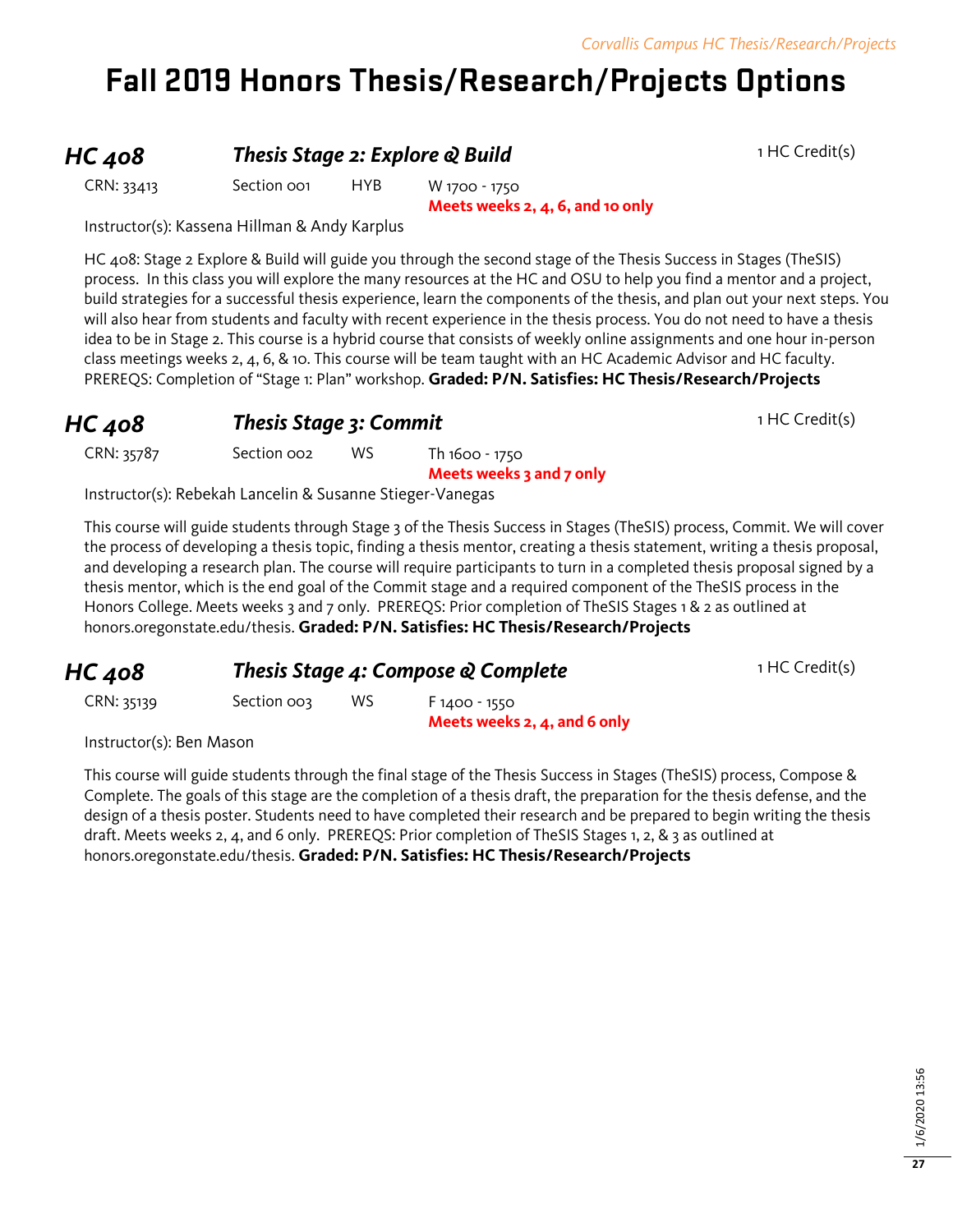# Fall 2019 Honors Thesis/Research/Projects Options

## *HC 408* *Thesis Stage 2: Explore & Build*

1 HC Credit(s)

CRN: 33413 Section 001 HYB W 1700 - 1750
**Meets weeks 2, 4, 6, and 10 only**

Instructor(s): Kassena Hillman & Andy Karplus

HC 408: Stage 2 Explore & Build will guide you through the second stage of the Thesis Success in Stages (TheSIS) process. In this class you will explore the many resources at the HC and OSU to help you find a mentor and a project, build strategies for a successful thesis experience, learn the components of the thesis, and plan out your next steps. You will also hear from students and faculty with recent experience in the thesis process. You do not need to have a thesis idea to be in Stage 2. This course is a hybrid course that consists of weekly online assignments and one hour in-person class meetings weeks 2, 4, 6, & 10. This course will be team taught with an HC Academic Advisor and HC faculty. PREREQS: Completion of "Stage 1: Plan" workshop. **Graded: P/N. Satisfies: HC Thesis/Research/Projects**

## *HC 408* *Thesis Stage 3: Commit*

1 HC Credit(s)

CRN: 35787 Section 002 WS Th 1600 - 1750
**Meets weeks 3 and 7 only**

Instructor(s): Rebekah Lancelin & Susanne Stieger-Vanegas

This course will guide students through Stage 3 of the Thesis Success in Stages (TheSIS) process, Commit. We will cover the process of developing a thesis topic, finding a thesis mentor, creating a thesis statement, writing a thesis proposal, and developing a research plan. The course will require participants to turn in a completed thesis proposal signed by a thesis mentor, which is the end goal of the Commit stage and a required component of the TheSIS process in the Honors College. Meets weeks 3 and 7 only. PREREQS: Prior completion of TheSIS Stages 1 & 2 as outlined at honors.oregonstate.edu/thesis. **Graded: P/N. Satisfies: HC Thesis/Research/Projects**

## *HC 408* *Thesis Stage 4: Compose & Complete*

1 HC Credit(s)

CRN: 35139 Section 003 WS F 1400 - 1550
**Meets weeks 2, 4, and 6 only**

Instructor(s): Ben Mason

This course will guide students through the final stage of the Thesis Success in Stages (TheSIS) process, Compose & Complete. The goals of this stage are the completion of a thesis draft, the preparation for the thesis defense, and the design of a thesis poster. Students need to have completed their research and be prepared to begin writing the thesis draft. Meets weeks 2, 4, and 6 only. PREREQS: Prior completion of TheSIS Stages 1, 2, & 3 as outlined at honors.oregonstate.edu/thesis. **Graded: P/N. Satisfies: HC Thesis/Research/Projects**